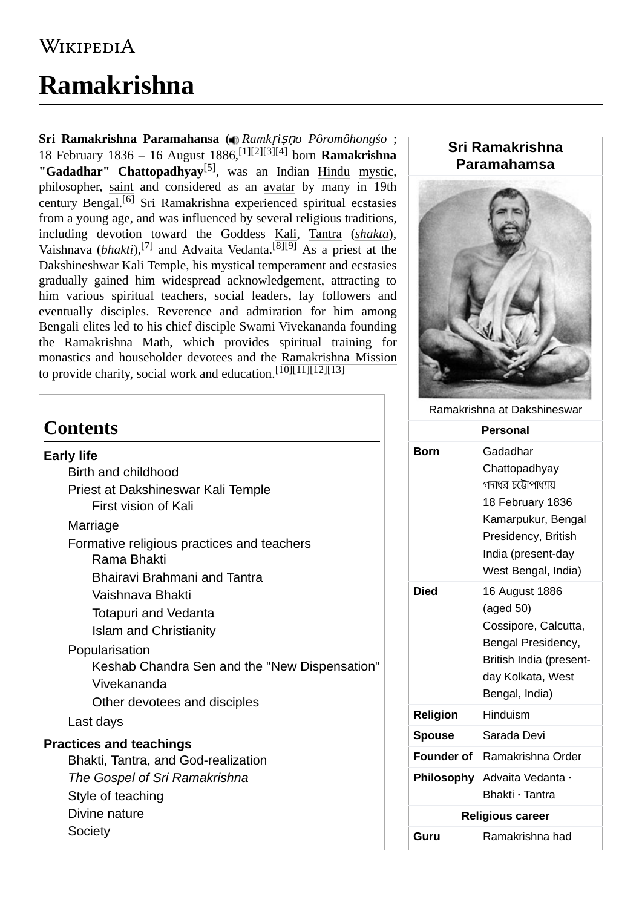# Ramakrishna

**Sri Ramakrishna Paramahansa** (*Ramkṛiṣṇo Pôromôhongśo* ; 18 February 1836 – 16 August 1886,[1][2][3][4] born **Ramakrishna "Gadadhar" Chattopadhyay**[5], was an Indian Hindu mystic, philosopher, saint and considered as an avatar by many in 19th century Bengal.[6] Sri Ramakrishna experienced spiritual ecstasies from a young age, and was influenced by several religious traditions, including devotion toward the Goddess Kali, Tantra (*shakta*), Vaishnava (*bhakti*),[7] and Advaita Vedanta.[8][9] As a priest at the Dakshineshwar Kali Temple, his mystical temperament and ecstasies gradually gained him widespread acknowledgement, attracting to him various spiritual teachers, social leaders, lay followers and eventually disciples. Reverence and admiration for him among Bengali elites led to his chief disciple Swami Vivekananda founding the Ramakrishna Math, which provides spiritual training for monastics and householder devotees and the Ramakrishna Mission to provide charity, social work and education.[10][11][12][13]

| Sri Ramakrishna Paramahamsa | |
|---|---|
| Ramakrishna at Dakshineswar | |
| **Personal** | |
| **Born** | Gadadhar Chattopadhyay গদাধর চট্টোপাধ্যায় 18 February 1836 Kamarpukur, Bengal Presidency, British India (present-day West Bengal, India) |
| **Died** | 16 August 1886 (aged 50) Cossipore, Calcutta, Bengal Presidency, British India (present-day Kolkata, West Bengal, India) |
| **Religion** | Hinduism |
| **Spouse** | Sarada Devi |
| **Founder of** | Ramakrishna Order |
| **Philosophy** | Advaita Vedanta · Bhakti · Tantra |
| **Religious career** | |
| **Guru** | Ramakrishna had |

## Contents

- **Early life**
  - Birth and childhood
  - Priest at Dakshineswar Kali Temple
    - First vision of Kali
  - Marriage
  - Formative religious practices and teachers
    - Rama Bhakti
    - Bhairavi Brahmani and Tantra
    - Vaishnava Bhakti
    - Totapuri and Vedanta
    - Islam and Christianity
  - Popularisation
    - Keshab Chandra Sen and the "New Dispensation"
    - Vivekananda
    - Other devotees and disciples
  - Last days
- **Practices and teachings**
  - Bhakti, Tantra, and God-realization
  - *The Gospel of Sri Ramakrishna*
  - Style of teaching
  - Divine nature
  - Society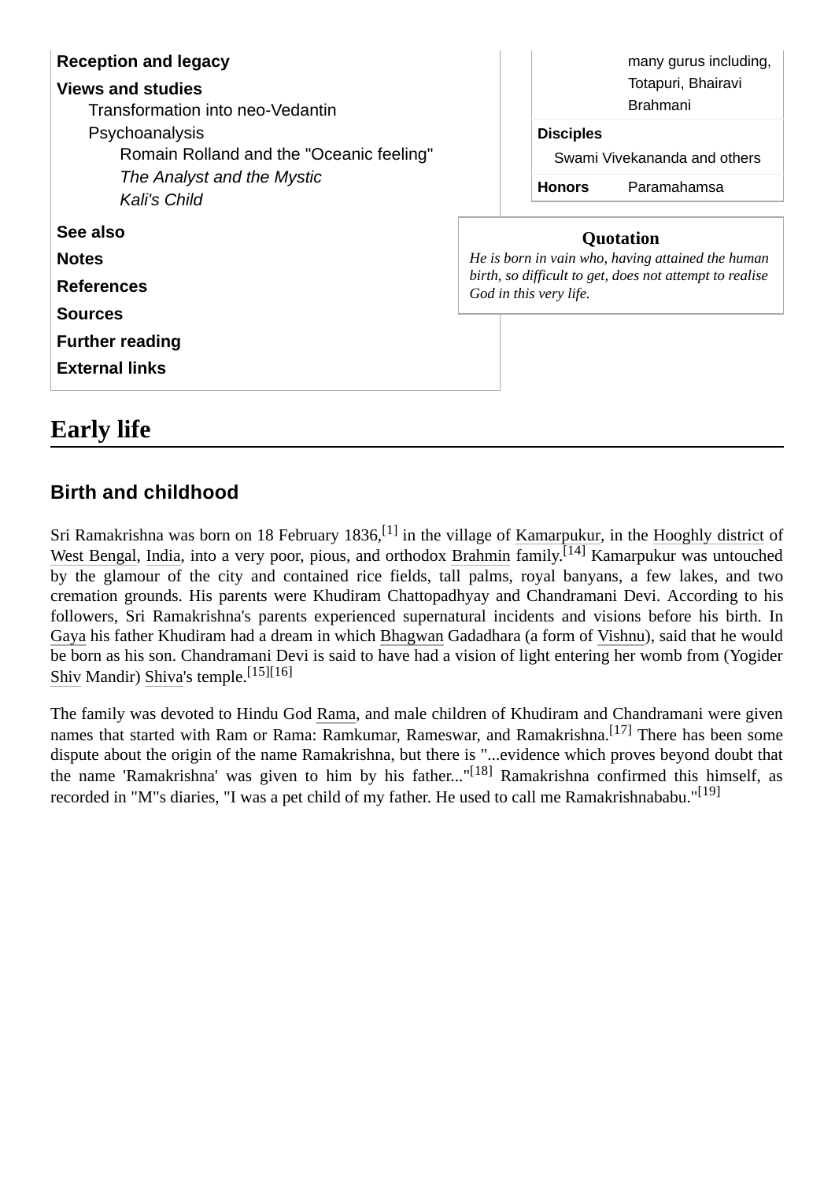Reception and legacy

Views and studies

- Transformation into neo-Vedantin
- Psychoanalysis
  - Romain Rolland and the "Oceanic feeling"
  - *The Analyst and the Mystic*
  - *Kali's Child*

See also

Notes

References

Sources

Further reading

External links

| | |
|---|---|
| | many gurus including, Totapuri, Bhairavi Brahmani |
| **Disciples** | |
| Swami Vivekananda and others | |
| **Honors** | Paramahamsa |

**Quotation**

*He is born in vain who, having attained the human birth, so difficult to get, does not attempt to realise God in this very life.*

# Early life

## Birth and childhood

Sri Ramakrishna was born on 18 February 1836,[1] in the village of Kamarpukur, in the Hooghly district of West Bengal, India, into a very poor, pious, and orthodox Brahmin family.[14] Kamarpukur was untouched by the glamour of the city and contained rice fields, tall palms, royal banyans, a few lakes, and two cremation grounds. His parents were Khudiram Chattopadhyay and Chandramani Devi. According to his followers, Sri Ramakrishna's parents experienced supernatural incidents and visions before his birth. In Gaya his father Khudiram had a dream in which Bhagwan Gadadhara (a form of Vishnu), said that he would be born as his son. Chandramani Devi is said to have had a vision of light entering her womb from (Yogider Shiv Mandir) Shiva's temple.[15][16]

The family was devoted to Hindu God Rama, and male children of Khudiram and Chandramani were given names that started with Ram or Rama: Ramkumar, Rameswar, and Ramakrishna.[17] There has been some dispute about the origin of the name Ramakrishna, but there is "...evidence which proves beyond doubt that the name 'Ramakrishna' was given to him by his father..."[18] Ramakrishna confirmed this himself, as recorded in "M"s diaries, "I was a pet child of my father. He used to call me Ramakrishnababu."[19]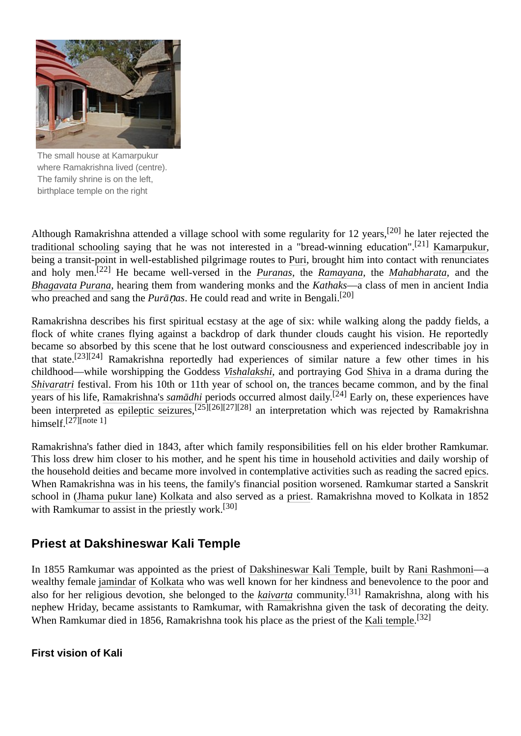The small house at Kamarpukur where Ramakrishna lived (centre). The family shrine is on the left, birthplace temple on the right

Although Ramakrishna attended a village school with some regularity for 12 years,[20] he later rejected the traditional schooling saying that he was not interested in a "bread-winning education".[21] Kamarpukur, being a transit-point in well-established pilgrimage routes to Puri, brought him into contact with renunciates and holy men.[22] He became well-versed in the *Puranas*, the *Ramayana*, the *Mahabharata*, and the *Bhagavata Purana*, hearing them from wandering monks and the *Kathaks*—a class of men in ancient India who preached and sang the *Purāṇas*. He could read and write in Bengali.[20]

Ramakrishna describes his first spiritual ecstasy at the age of six: while walking along the paddy fields, a flock of white cranes flying against a backdrop of dark thunder clouds caught his vision. He reportedly became so absorbed by this scene that he lost outward consciousness and experienced indescribable joy in that state.[23][24] Ramakrishna reportedly had experiences of similar nature a few other times in his childhood—while worshipping the Goddess *Vishalakshi*, and portraying God Shiva in a drama during the *Shivaratri* festival. From his 10th or 11th year of school on, the trances became common, and by the final years of his life, Ramakrishna's *samādhi* periods occurred almost daily.[24] Early on, these experiences have been interpreted as epileptic seizures,[25][26][27][28] an interpretation which was rejected by Ramakrishna himself.[27][note 1]

Ramakrishna's father died in 1843, after which family responsibilities fell on his elder brother Ramkumar. This loss drew him closer to his mother, and he spent his time in household activities and daily worship of the household deities and became more involved in contemplative activities such as reading the sacred epics. When Ramakrishna was in his teens, the family's financial position worsened. Ramkumar started a Sanskrit school in (Jhama pukur lane) Kolkata and also served as a priest. Ramakrishna moved to Kolkata in 1852 with Ramkumar to assist in the priestly work.[30]

## Priest at Dakshineswar Kali Temple

In 1855 Ramkumar was appointed as the priest of Dakshineswar Kali Temple, built by Rani Rashmoni—a wealthy female jamindar of Kolkata who was well known for her kindness and benevolence to the poor and also for her religious devotion, she belonged to the *kaivarta* community.[31] Ramakrishna, along with his nephew Hriday, became assistants to Ramkumar, with Ramakrishna given the task of decorating the deity. When Ramkumar died in 1856, Ramakrishna took his place as the priest of the Kali temple.[32]

### First vision of Kali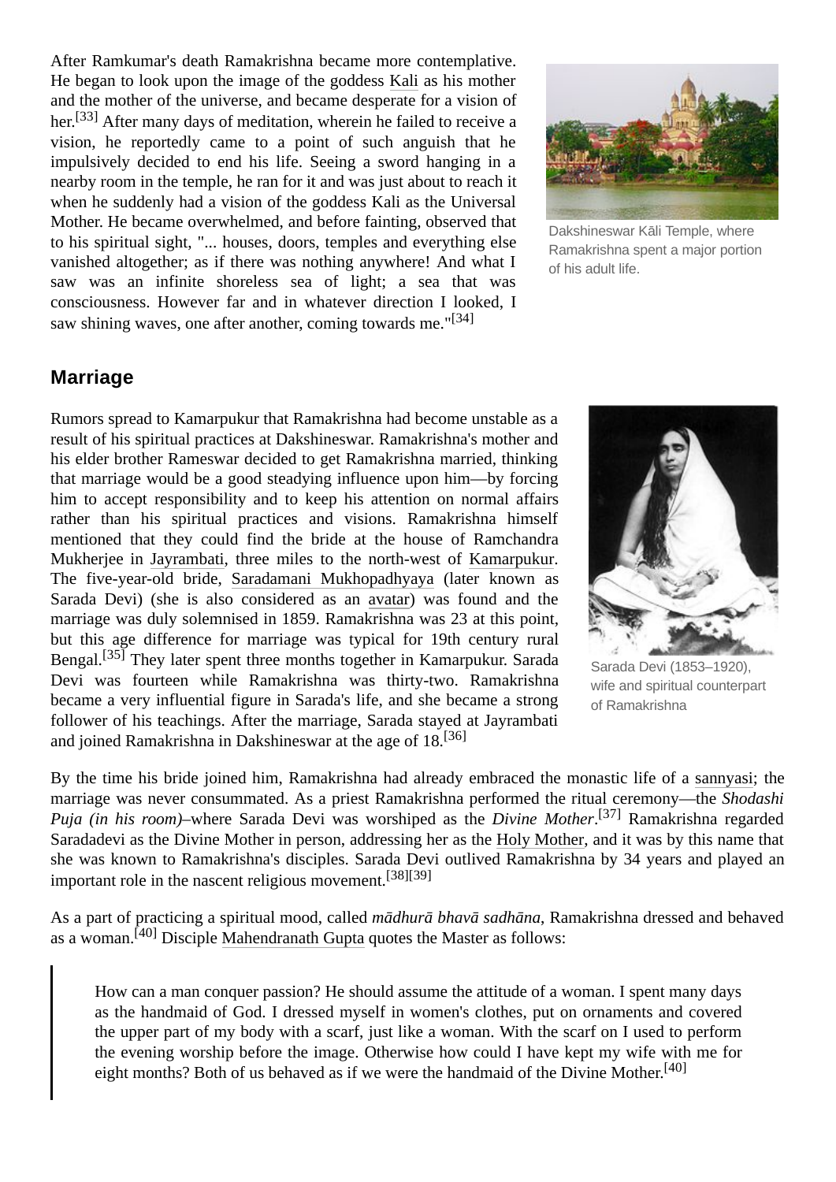After Ramkumar's death Ramakrishna became more contemplative. He began to look upon the image of the goddess Kali as his mother and the mother of the universe, and became desperate for a vision of her.[33] After many days of meditation, wherein he failed to receive a vision, he reportedly came to a point of such anguish that he impulsively decided to end his life. Seeing a sword hanging in a nearby room in the temple, he ran for it and was just about to reach it when he suddenly had a vision of the goddess Kali as the Universal Mother. He became overwhelmed, and before fainting, observed that to his spiritual sight, "... houses, doors, temples and everything else vanished altogether; as if there was nothing anywhere! And what I saw was an infinite shoreless sea of light; a sea that was consciousness. However far and in whatever direction I looked, I saw shining waves, one after another, coming towards me."[34]

Dakshineswar Kāli Temple, where Ramakrishna spent a major portion of his adult life.

## Marriage

Rumors spread to Kamarpukur that Ramakrishna had become unstable as a result of his spiritual practices at Dakshineswar. Ramakrishna's mother and his elder brother Rameswar decided to get Ramakrishna married, thinking that marriage would be a good steadying influence upon him—by forcing him to accept responsibility and to keep his attention on normal affairs rather than his spiritual practices and visions. Ramakrishna himself mentioned that they could find the bride at the house of Ramchandra Mukherjee in Jayrambati, three miles to the north-west of Kamarpukur. The five-year-old bride, Saradamani Mukhopadhyaya (later known as Sarada Devi) (she is also considered as an avatar) was found and the marriage was duly solemnised in 1859. Ramakrishna was 23 at this point, but this age difference for marriage was typical for 19th century rural Bengal.[35] They later spent three months together in Kamarpukur. Sarada Devi was fourteen while Ramakrishna was thirty-two. Ramakrishna became a very influential figure in Sarada's life, and she became a strong follower of his teachings. After the marriage, Sarada stayed at Jayrambati and joined Ramakrishna in Dakshineswar at the age of 18.[36]

Sarada Devi (1853–1920), wife and spiritual counterpart of Ramakrishna

By the time his bride joined him, Ramakrishna had already embraced the monastic life of a sannyasi; the marriage was never consummated. As a priest Ramakrishna performed the ritual ceremony—the *Shodashi Puja (in his room)*–where Sarada Devi was worshiped as the *Divine Mother*.[37] Ramakrishna regarded Saradadevi as the Divine Mother in person, addressing her as the Holy Mother, and it was by this name that she was known to Ramakrishna's disciples. Sarada Devi outlived Ramakrishna by 34 years and played an important role in the nascent religious movement.[38][39]

As a part of practicing a spiritual mood, called *mādhurā bhavā sadhāna*, Ramakrishna dressed and behaved as a woman.[40] Disciple Mahendranath Gupta quotes the Master as follows:

> How can a man conquer passion? He should assume the attitude of a woman. I spent many days as the handmaid of God. I dressed myself in women's clothes, put on ornaments and covered the upper part of my body with a scarf, just like a woman. With the scarf on I used to perform the evening worship before the image. Otherwise how could I have kept my wife with me for eight months? Both of us behaved as if we were the handmaid of the Divine Mother.[40]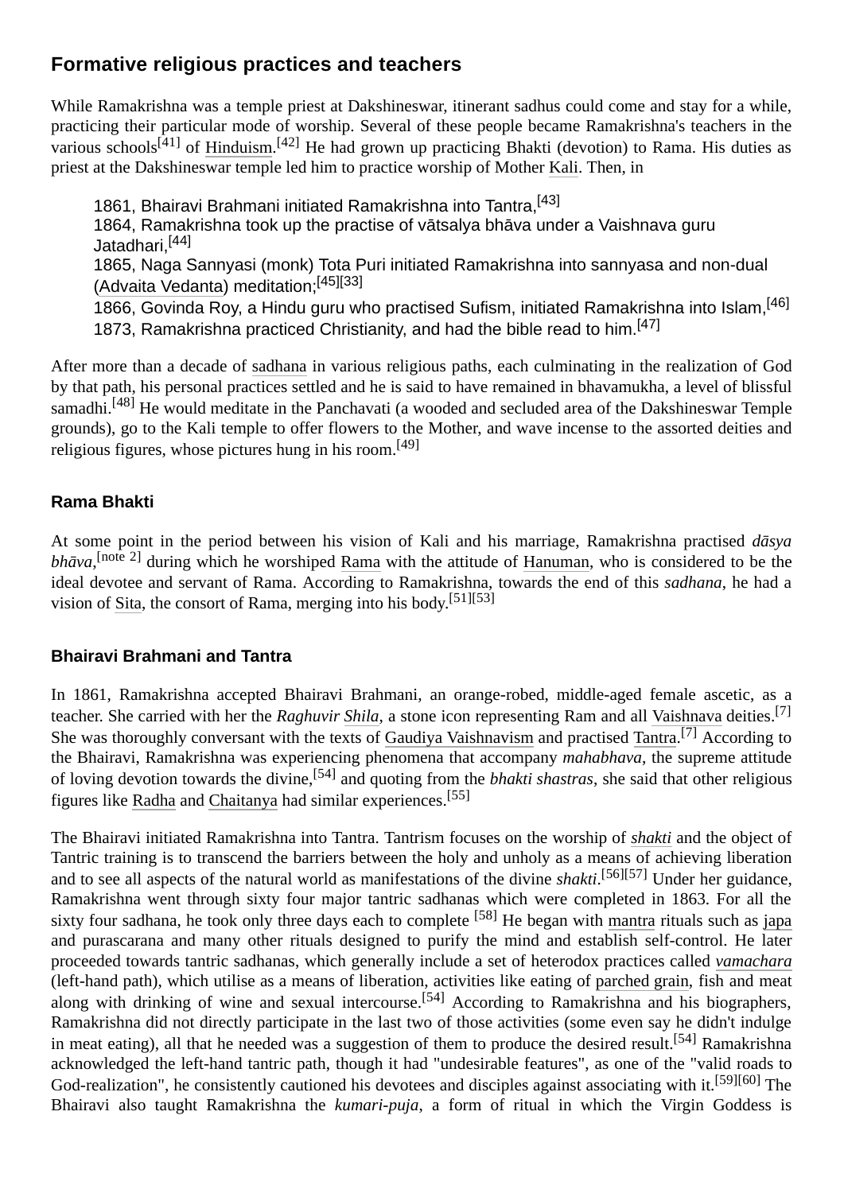## Formative religious practices and teachers

While Ramakrishna was a temple priest at Dakshineswar, itinerant sadhus could come and stay for a while, practicing their particular mode of worship. Several of these people became Ramakrishna's teachers in the various schools[41] of Hinduism.[42] He had grown up practicing Bhakti (devotion) to Rama. His duties as priest at the Dakshineswar temple led him to practice worship of Mother Kali. Then, in

> 1861, Bhairavi Brahmani initiated Ramakrishna into Tantra,[43]
> 1864, Ramakrishna took up the practise of vātsalya bhāva under a Vaishnava guru Jatadhari,[44]
> 1865, Naga Sannyasi (monk) Tota Puri initiated Ramakrishna into sannyasa and non-dual (Advaita Vedanta) meditation;[45][33]
> 1866, Govinda Roy, a Hindu guru who practised Sufism, initiated Ramakrishna into Islam,[46]
> 1873, Ramakrishna practiced Christianity, and had the bible read to him.[47]

After more than a decade of sadhana in various religious paths, each culminating in the realization of God by that path, his personal practices settled and he is said to have remained in bhavamukha, a level of blissful samadhi.[48] He would meditate in the Panchavati (a wooded and secluded area of the Dakshineswar Temple grounds), go to the Kali temple to offer flowers to the Mother, and wave incense to the assorted deities and religious figures, whose pictures hung in his room.[49]

### Rama Bhakti

At some point in the period between his vision of Kali and his marriage, Ramakrishna practised *dāsya bhāva*,[note 2] during which he worshiped Rama with the attitude of Hanuman, who is considered to be the ideal devotee and servant of Rama. According to Ramakrishna, towards the end of this *sadhana*, he had a vision of Sita, the consort of Rama, merging into his body.[51][53]

### Bhairavi Brahmani and Tantra

In 1861, Ramakrishna accepted Bhairavi Brahmani, an orange-robed, middle-aged female ascetic, as a teacher. She carried with her the *Raghuvir Shila*, a stone icon representing Ram and all Vaishnava deities.[7] She was thoroughly conversant with the texts of Gaudiya Vaishnavism and practised Tantra.[7] According to the Bhairavi, Ramakrishna was experiencing phenomena that accompany *mahabhava*, the supreme attitude of loving devotion towards the divine,[54] and quoting from the *bhakti shastras*, she said that other religious figures like Radha and Chaitanya had similar experiences.[55]

The Bhairavi initiated Ramakrishna into Tantra. Tantrism focuses on the worship of *shakti* and the object of Tantric training is to transcend the barriers between the holy and unholy as a means of achieving liberation and to see all aspects of the natural world as manifestations of the divine *shakti*.[56][57] Under her guidance, Ramakrishna went through sixty four major tantric sadhanas which were completed in 1863. For all the sixty four sadhana, he took only three days each to complete [58] He began with mantra rituals such as japa and purascarana and many other rituals designed to purify the mind and establish self-control. He later proceeded towards tantric sadhanas, which generally include a set of heterodox practices called *vamachara* (left-hand path), which utilise as a means of liberation, activities like eating of parched grain, fish and meat along with drinking of wine and sexual intercourse.[54] According to Ramakrishna and his biographers, Ramakrishna did not directly participate in the last two of those activities (some even say he didn't indulge in meat eating), all that he needed was a suggestion of them to produce the desired result.[54] Ramakrishna acknowledged the left-hand tantric path, though it had "undesirable features", as one of the "valid roads to God-realization", he consistently cautioned his devotees and disciples against associating with it.[59][60] The Bhairavi also taught Ramakrishna the *kumari-puja*, a form of ritual in which the Virgin Goddess is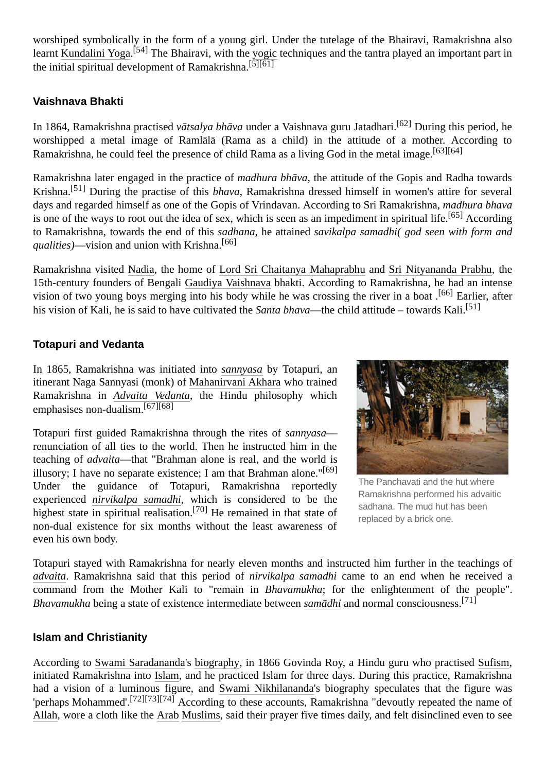worshiped symbolically in the form of a young girl. Under the tutelage of the Bhairavi, Ramakrishna also learnt Kundalini Yoga.[54] The Bhairavi, with the yogic techniques and the tantra played an important part in the initial spiritual development of Ramakrishna.[5][61]

### Vaishnava Bhakti

In 1864, Ramakrishna practised *vātsalya bhāva* under a Vaishnava guru Jatadhari.[62] During this period, he worshipped a metal image of Ramlālā (Rama as a child) in the attitude of a mother. According to Ramakrishna, he could feel the presence of child Rama as a living God in the metal image.[63][64]

Ramakrishna later engaged in the practice of *madhura bhāva*, the attitude of the Gopis and Radha towards Krishna.[51] During the practise of this *bhava*, Ramakrishna dressed himself in women's attire for several days and regarded himself as one of the Gopis of Vrindavan. According to Sri Ramakrishna, *madhura bhava* is one of the ways to root out the idea of sex, which is seen as an impediment in spiritual life.[65] According to Ramakrishna, towards the end of this *sadhana*, he attained *savikalpa samadhi( god seen with form and qualities)*—vision and union with Krishna.[66]

Ramakrishna visited Nadia, the home of Lord Sri Chaitanya Mahaprabhu and Sri Nityananda Prabhu, the 15th-century founders of Bengali Gaudiya Vaishnava bhakti. According to Ramakrishna, he had an intense vision of two young boys merging into his body while he was crossing the river in a boat .[66] Earlier, after his vision of Kali, he is said to have cultivated the *Santa bhava*—the child attitude – towards Kali.[51]

### Totapuri and Vedanta

In 1865, Ramakrishna was initiated into *sannyasa* by Totapuri, an itinerant Naga Sannyasi (monk) of Mahanirvani Akhara who trained Ramakrishna in *Advaita Vedanta*, the Hindu philosophy which emphasises non-dualism.[67][68]

Totapuri first guided Ramakrishna through the rites of *sannyasa*—renunciation of all ties to the world. Then he instructed him in the teaching of *advaita*—that "Brahman alone is real, and the world is illusory; I have no separate existence; I am that Brahman alone."[69] Under the guidance of Totapuri, Ramakrishna reportedly experienced *nirvikalpa samadhi*, which is considered to be the highest state in spiritual realisation.[70] He remained in that state of non-dual existence for six months without the least awareness of even his own body.

The Panchavati and the hut where Ramakrishna performed his advaitic sadhana. The mud hut has been replaced by a brick one.

Totapuri stayed with Ramakrishna for nearly eleven months and instructed him further in the teachings of *advaita*. Ramakrishna said that this period of *nirvikalpa samadhi* came to an end when he received a command from the Mother Kali to "remain in *Bhavamukha*; for the enlightenment of the people". *Bhavamukha* being a state of existence intermediate between *samādhi* and normal consciousness.[71]

### Islam and Christianity

According to Swami Saradananda's biography, in 1866 Govinda Roy, a Hindu guru who practised Sufism, initiated Ramakrishna into Islam, and he practiced Islam for three days. During this practice, Ramakrishna had a vision of a luminous figure, and Swami Nikhilananda's biography speculates that the figure was 'perhaps Mohammed'.[72][73][74] According to these accounts, Ramakrishna "devoutly repeated the name of Allah, wore a cloth like the Arab Muslims, said their prayer five times daily, and felt disinclined even to see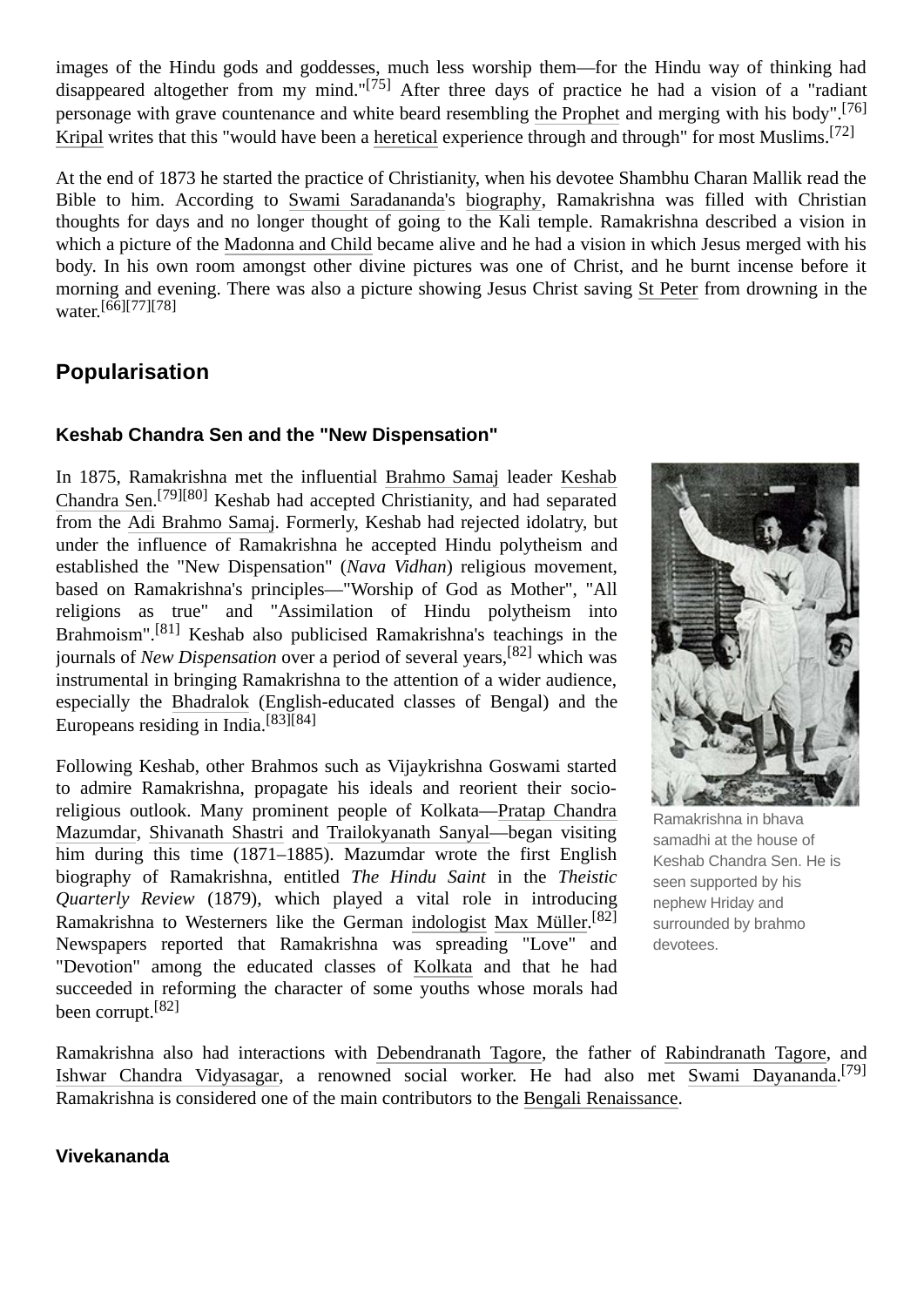images of the Hindu gods and goddesses, much less worship them—for the Hindu way of thinking had disappeared altogether from my mind."[75] After three days of practice he had a vision of a "radiant personage with grave countenance and white beard resembling the Prophet and merging with his body".[76] Kripal writes that this "would have been a heretical experience through and through" for most Muslims.[72]

At the end of 1873 he started the practice of Christianity, when his devotee Shambhu Charan Mallik read the Bible to him. According to Swami Saradananda's biography, Ramakrishna was filled with Christian thoughts for days and no longer thought of going to the Kali temple. Ramakrishna described a vision in which a picture of the Madonna and Child became alive and he had a vision in which Jesus merged with his body. In his own room amongst other divine pictures was one of Christ, and he burnt incense before it morning and evening. There was also a picture showing Jesus Christ saving St Peter from drowning in the water.[66][77][78]

## Popularisation

### Keshab Chandra Sen and the "New Dispensation"

In 1875, Ramakrishna met the influential Brahmo Samaj leader Keshab Chandra Sen.[79][80] Keshab had accepted Christianity, and had separated from the Adi Brahmo Samaj. Formerly, Keshab had rejected idolatry, but under the influence of Ramakrishna he accepted Hindu polytheism and established the "New Dispensation" (*Nava Vidhan*) religious movement, based on Ramakrishna's principles—"Worship of God as Mother", "All religions as true" and "Assimilation of Hindu polytheism into Brahmoism".[81] Keshab also publicised Ramakrishna's teachings in the journals of *New Dispensation* over a period of several years,[82] which was instrumental in bringing Ramakrishna to the attention of a wider audience, especially the Bhadralok (English-educated classes of Bengal) and the Europeans residing in India.[83][84]

Ramakrishna in bhava samadhi at the house of Keshab Chandra Sen. He is seen supported by his nephew Hriday and surrounded by brahmo devotees.

Following Keshab, other Brahmos such as Vijaykrishna Goswami started to admire Ramakrishna, propagate his ideals and reorient their socio-religious outlook. Many prominent people of Kolkata—Pratap Chandra Mazumdar, Shivanath Shastri and Trailokyanath Sanyal—began visiting him during this time (1871–1885). Mazumdar wrote the first English biography of Ramakrishna, entitled *The Hindu Saint* in the *Theistic Quarterly Review* (1879), which played a vital role in introducing Ramakrishna to Westerners like the German indologist Max Müller.[82] Newspapers reported that Ramakrishna was spreading "Love" and "Devotion" among the educated classes of Kolkata and that he had succeeded in reforming the character of some youths whose morals had been corrupt.[82]

Ramakrishna also had interactions with Debendranath Tagore, the father of Rabindranath Tagore, and Ishwar Chandra Vidyasagar, a renowned social worker. He had also met Swami Dayananda.[79] Ramakrishna is considered one of the main contributors to the Bengali Renaissance.

### Vivekananda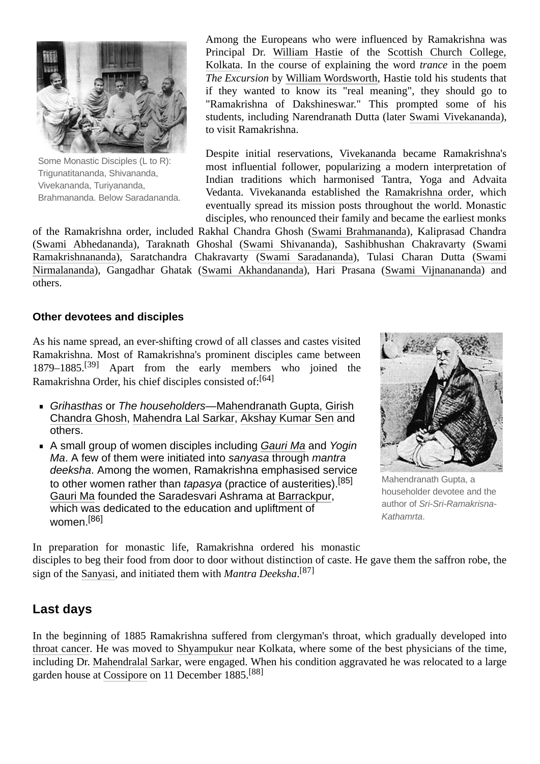Some Monastic Disciples (L to R): Trigunatitananda, Shivananda, Vivekananda, Turiyananda, Brahmananda. Below Saradananda.

Among the Europeans who were influenced by Ramakrishna was Principal Dr. William Hastie of the Scottish Church College, Kolkata. In the course of explaining the word *trance* in the poem *The Excursion* by William Wordsworth, Hastie told his students that if they wanted to know its "real meaning", they should go to "Ramakrishna of Dakshineswar." This prompted some of his students, including Narendranath Dutta (later Swami Vivekananda), to visit Ramakrishna.

Despite initial reservations, Vivekananda became Ramakrishna's most influential follower, popularizing a modern interpretation of Indian traditions which harmonised Tantra, Yoga and Advaita Vedanta. Vivekananda established the Ramakrishna order, which eventually spread its mission posts throughout the world. Monastic disciples, who renounced their family and became the earliest monks of the Ramakrishna order, included Rakhal Chandra Ghosh (Swami Brahmananda), Kaliprasad Chandra (Swami Abhedananda), Taraknath Ghoshal (Swami Shivananda), Sashibhushan Chakravarty (Swami Ramakrishnananda), Saratchandra Chakravarty (Swami Saradananda), Tulasi Charan Dutta (Swami Nirmalananda), Gangadhar Ghatak (Swami Akhandananda), Hari Prasana (Swami Vijnanananda) and others.

### Other devotees and disciples

As his name spread, an ever-shifting crowd of all classes and castes visited Ramakrishna. Most of Ramakrishna's prominent disciples came between 1879–1885.[39] Apart from the early members who joined the Ramakrishna Order, his chief disciples consisted of:[64]

- *Grihasthas* or *The householders*—Mahendranath Gupta, Girish Chandra Ghosh, Mahendra Lal Sarkar, Akshay Kumar Sen and others.
- A small group of women disciples including *Gauri Ma* and *Yogin Ma*. A few of them were initiated into *sanyasa* through *mantra deeksha*. Among the women, Ramakrishna emphasised service to other women rather than *tapasya* (practice of austerities).[85] Gauri Ma founded the Saradesvari Ashrama at Barrackpur, which was dedicated to the education and upliftment of women.[86]

Mahendranath Gupta, a householder devotee and the author of *Sri-Sri-Ramakrisna-Kathamrta*.

In preparation for monastic life, Ramakrishna ordered his monastic disciples to beg their food from door to door without distinction of caste. He gave them the saffron robe, the sign of the Sanyasi, and initiated them with *Mantra Deeksha*.[87]

## Last days

In the beginning of 1885 Ramakrishna suffered from clergyman's throat, which gradually developed into throat cancer. He was moved to Shyampukur near Kolkata, where some of the best physicians of the time, including Dr. Mahendralal Sarkar, were engaged. When his condition aggravated he was relocated to a large garden house at Cossipore on 11 December 1885.[88]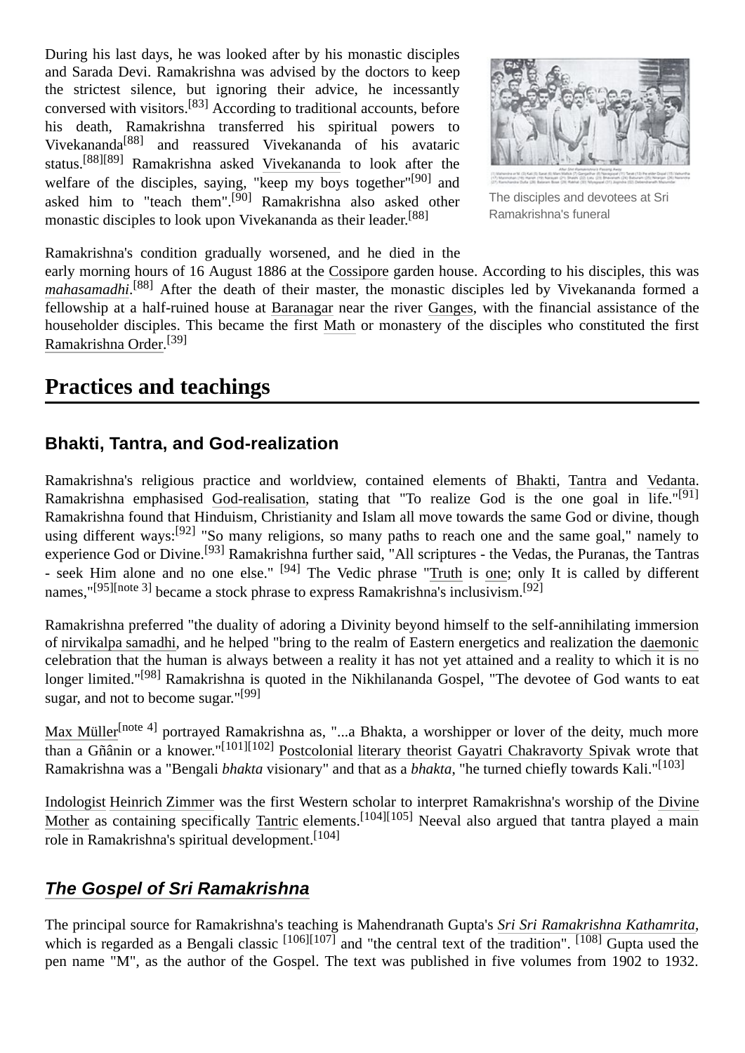During his last days, he was looked after by his monastic disciples and Sarada Devi. Ramakrishna was advised by the doctors to keep the strictest silence, but ignoring their advice, he incessantly conversed with visitors.[83] According to traditional accounts, before his death, Ramakrishna transferred his spiritual powers to Vivekananda[88] and reassured Vivekananda of his avataric status.[88][89] Ramakrishna asked Vivekananda to look after the welfare of the disciples, saying, "keep my boys together"[90] and asked him to "teach them".[90] Ramakrishna also asked other monastic disciples to look upon Vivekananda as their leader.[88]

The disciples and devotees at Sri Ramakrishna's funeral

Ramakrishna's condition gradually worsened, and he died in the early morning hours of 16 August 1886 at the Cossipore garden house. According to his disciples, this was *mahasamadhi*.[88] After the death of their master, the monastic disciples led by Vivekananda formed a fellowship at a half-ruined house at Baranagar near the river Ganges, with the financial assistance of the householder disciples. This became the first Math or monastery of the disciples who constituted the first Ramakrishna Order.[39]

# Practices and teachings

## Bhakti, Tantra, and God-realization

Ramakrishna's religious practice and worldview, contained elements of Bhakti, Tantra and Vedanta. Ramakrishna emphasised God-realisation, stating that "To realize God is the one goal in life."[91] Ramakrishna found that Hinduism, Christianity and Islam all move towards the same God or divine, though using different ways:[92] "So many religions, so many paths to reach one and the same goal," namely to experience God or Divine.[93] Ramakrishna further said, "All scriptures - the Vedas, the Puranas, the Tantras - seek Him alone and no one else." [94] The Vedic phrase "Truth is one; only It is called by different names,"[95][note 3] became a stock phrase to express Ramakrishna's inclusivism.[92]

Ramakrishna preferred "the duality of adoring a Divinity beyond himself to the self-annihilating immersion of nirvikalpa samadhi, and he helped "bring to the realm of Eastern energetics and realization the daemonic celebration that the human is always between a reality it has not yet attained and a reality to which it is no longer limited."[98] Ramakrishna is quoted in the Nikhilananda Gospel, "The devotee of God wants to eat sugar, and not to become sugar."[99]

Max Müller[note 4] portrayed Ramakrishna as, "...a Bhakta, a worshipper or lover of the deity, much more than a Gñânin or a knower."[101][102] Postcolonial literary theorist Gayatri Chakravorty Spivak wrote that Ramakrishna was a "Bengali *bhakta* visionary" and that as a *bhakta*, "he turned chiefly towards Kali."[103]

Indologist Heinrich Zimmer was the first Western scholar to interpret Ramakrishna's worship of the Divine Mother as containing specifically Tantric elements.[104][105] Neeval also argued that tantra played a main role in Ramakrishna's spiritual development.[104]

## *The Gospel of Sri Ramakrishna*

The principal source for Ramakrishna's teaching is Mahendranath Gupta's *Sri Sri Ramakrishna Kathamrita*, which is regarded as a Bengali classic [106][107] and "the central text of the tradition". [108] Gupta used the pen name "M", as the author of the Gospel. The text was published in five volumes from 1902 to 1932.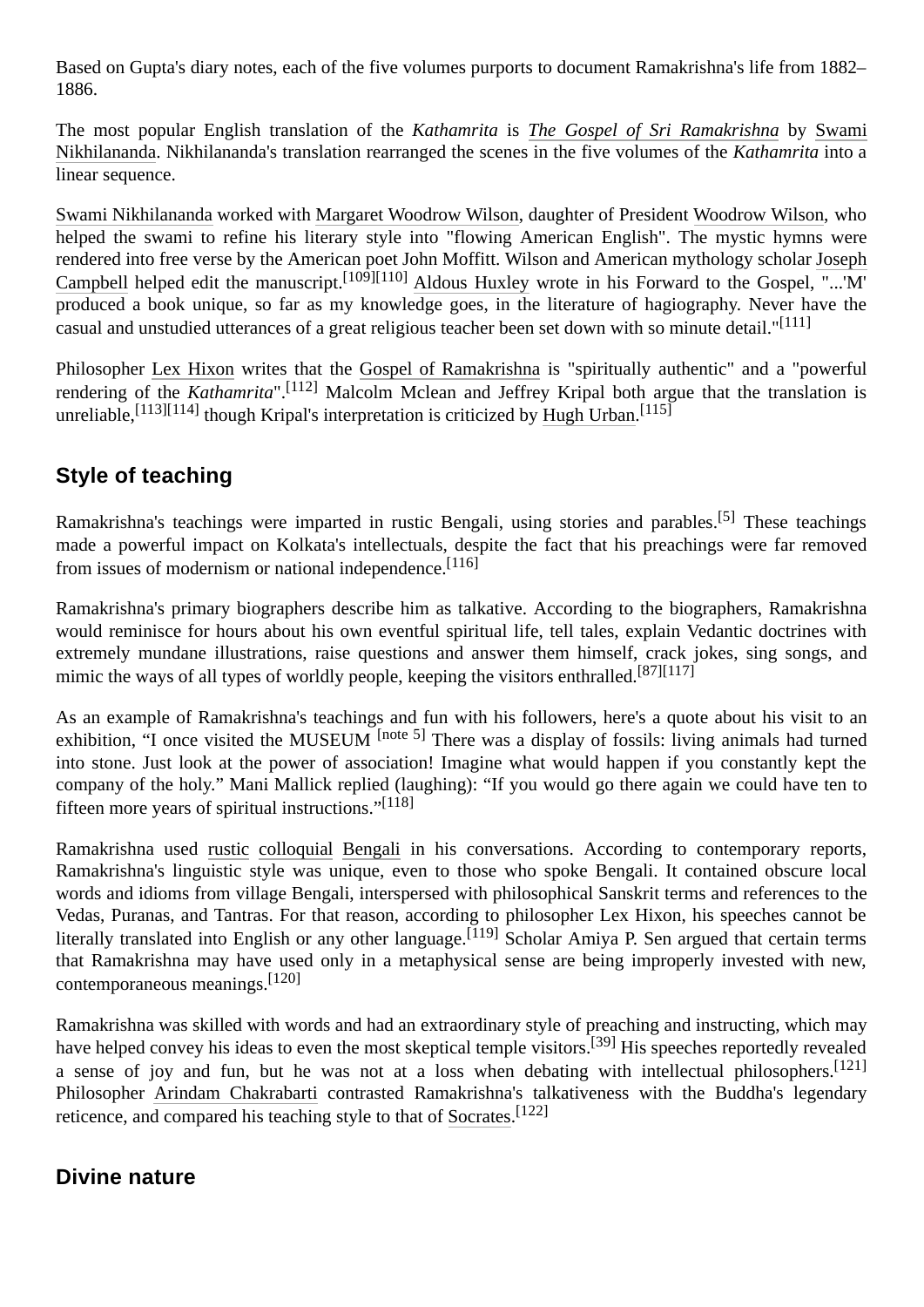Based on Gupta's diary notes, each of the five volumes purports to document Ramakrishna's life from 1882–1886.

The most popular English translation of the *Kathamrita* is *The Gospel of Sri Ramakrishna* by Swami Nikhilananda. Nikhilananda's translation rearranged the scenes in the five volumes of the *Kathamrita* into a linear sequence.

Swami Nikhilananda worked with Margaret Woodrow Wilson, daughter of President Woodrow Wilson, who helped the swami to refine his literary style into "flowing American English". The mystic hymns were rendered into free verse by the American poet John Moffitt. Wilson and American mythology scholar Joseph Campbell helped edit the manuscript.[109][110] Aldous Huxley wrote in his Forward to the Gospel, "...'M' produced a book unique, so far as my knowledge goes, in the literature of hagiography. Never have the casual and unstudied utterances of a great religious teacher been set down with so minute detail."[111]

Philosopher Lex Hixon writes that the Gospel of Ramakrishna is "spiritually authentic" and a "powerful rendering of the *Kathamrita*".[112] Malcolm Mclean and Jeffrey Kripal both argue that the translation is unreliable,[113][114] though Kripal's interpretation is criticized by Hugh Urban.[115]

## Style of teaching

Ramakrishna's teachings were imparted in rustic Bengali, using stories and parables.[5] These teachings made a powerful impact on Kolkata's intellectuals, despite the fact that his preachings were far removed from issues of modernism or national independence.[116]

Ramakrishna's primary biographers describe him as talkative. According to the biographers, Ramakrishna would reminisce for hours about his own eventful spiritual life, tell tales, explain Vedantic doctrines with extremely mundane illustrations, raise questions and answer them himself, crack jokes, sing songs, and mimic the ways of all types of worldly people, keeping the visitors enthralled.[87][117]

As an example of Ramakrishna's teachings and fun with his followers, here's a quote about his visit to an exhibition, "I once visited the MUSEUM [note 5] There was a display of fossils: living animals had turned into stone. Just look at the power of association! Imagine what would happen if you constantly kept the company of the holy." Mani Mallick replied (laughing): "If you would go there again we could have ten to fifteen more years of spiritual instructions."[118]

Ramakrishna used rustic colloquial Bengali in his conversations. According to contemporary reports, Ramakrishna's linguistic style was unique, even to those who spoke Bengali. It contained obscure local words and idioms from village Bengali, interspersed with philosophical Sanskrit terms and references to the Vedas, Puranas, and Tantras. For that reason, according to philosopher Lex Hixon, his speeches cannot be literally translated into English or any other language.[119] Scholar Amiya P. Sen argued that certain terms that Ramakrishna may have used only in a metaphysical sense are being improperly invested with new, contemporaneous meanings.[120]

Ramakrishna was skilled with words and had an extraordinary style of preaching and instructing, which may have helped convey his ideas to even the most skeptical temple visitors.[39] His speeches reportedly revealed a sense of joy and fun, but he was not at a loss when debating with intellectual philosophers.[121] Philosopher Arindam Chakrabarti contrasted Ramakrishna's talkativeness with the Buddha's legendary reticence, and compared his teaching style to that of Socrates.[122]

## Divine nature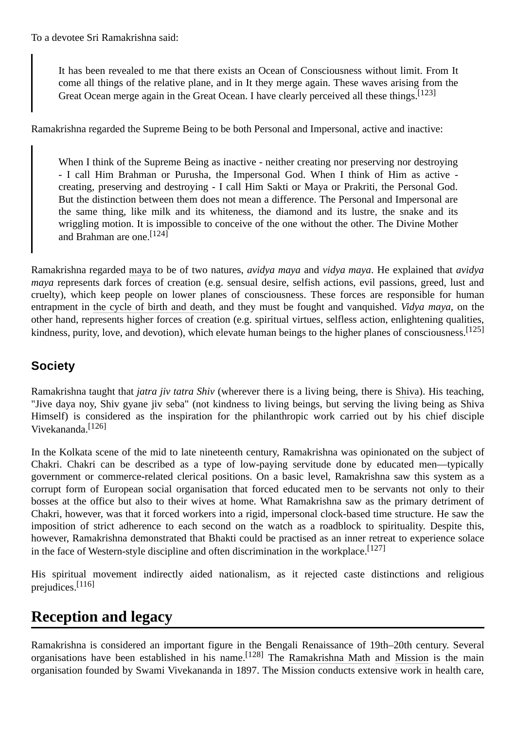To a devotee Sri Ramakrishna said:

> It has been revealed to me that there exists an Ocean of Consciousness without limit. From It come all things of the relative plane, and in It they merge again. These waves arising from the Great Ocean merge again in the Great Ocean. I have clearly perceived all these things.[123]

Ramakrishna regarded the Supreme Being to be both Personal and Impersonal, active and inactive:

> When I think of the Supreme Being as inactive - neither creating nor preserving nor destroying - I call Him Brahman or Purusha, the Impersonal God. When I think of Him as active - creating, preserving and destroying - I call Him Sakti or Maya or Prakriti, the Personal God. But the distinction between them does not mean a difference. The Personal and Impersonal are the same thing, like milk and its whiteness, the diamond and its lustre, the snake and its wriggling motion. It is impossible to conceive of the one without the other. The Divine Mother and Brahman are one.[124]

Ramakrishna regarded maya to be of two natures, *avidya maya* and *vidya maya*. He explained that *avidya maya* represents dark forces of creation (e.g. sensual desire, selfish actions, evil passions, greed, lust and cruelty), which keep people on lower planes of consciousness. These forces are responsible for human entrapment in the cycle of birth and death, and they must be fought and vanquished. *Vidya maya*, on the other hand, represents higher forces of creation (e.g. spiritual virtues, selfless action, enlightening qualities, kindness, purity, love, and devotion), which elevate human beings to the higher planes of consciousness.[125]

### Society

Ramakrishna taught that *jatra jiv tatra Shiv* (wherever there is a living being, there is Shiva). His teaching, "Jive daya noy, Shiv gyane jiv seba" (not kindness to living beings, but serving the living being as Shiva Himself) is considered as the inspiration for the philanthropic work carried out by his chief disciple Vivekananda.[126]

In the Kolkata scene of the mid to late nineteenth century, Ramakrishna was opinionated on the subject of Chakri. Chakri can be described as a type of low-paying servitude done by educated men—typically government or commerce-related clerical positions. On a basic level, Ramakrishna saw this system as a corrupt form of European social organisation that forced educated men to be servants not only to their bosses at the office but also to their wives at home. What Ramakrishna saw as the primary detriment of Chakri, however, was that it forced workers into a rigid, impersonal clock-based time structure. He saw the imposition of strict adherence to each second on the watch as a roadblock to spirituality. Despite this, however, Ramakrishna demonstrated that Bhakti could be practised as an inner retreat to experience solace in the face of Western-style discipline and often discrimination in the workplace.[127]

His spiritual movement indirectly aided nationalism, as it rejected caste distinctions and religious prejudices.[116]

## Reception and legacy

Ramakrishna is considered an important figure in the Bengali Renaissance of 19th–20th century. Several organisations have been established in his name.[128] The Ramakrishna Math and Mission is the main organisation founded by Swami Vivekananda in 1897. The Mission conducts extensive work in health care,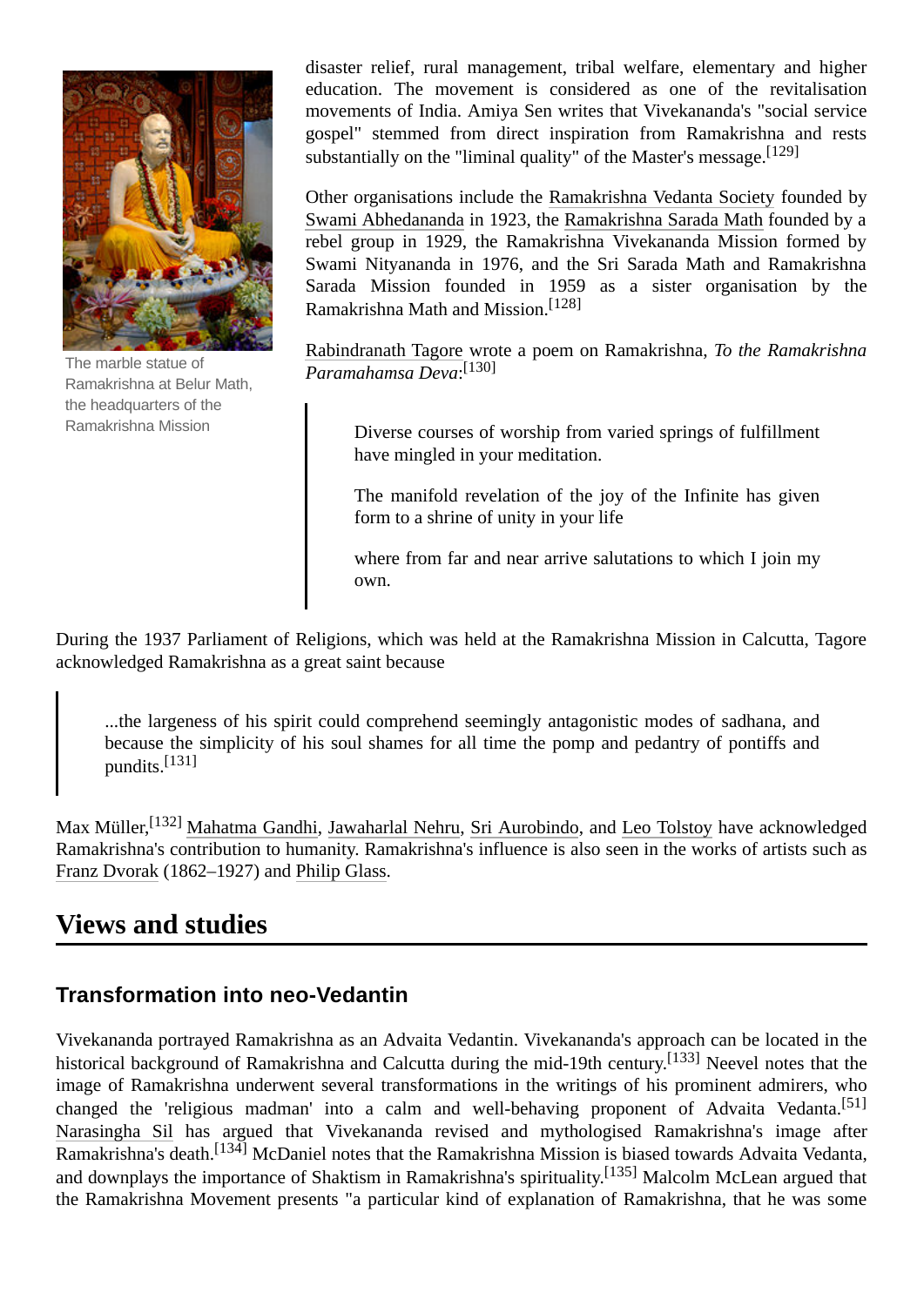The marble statue of Ramakrishna at Belur Math, the headquarters of the Ramakrishna Mission

disaster relief, rural management, tribal welfare, elementary and higher education. The movement is considered as one of the revitalisation movements of India. Amiya Sen writes that Vivekananda's "social service gospel" stemmed from direct inspiration from Ramakrishna and rests substantially on the "liminal quality" of the Master's message.[129]

Other organisations include the Ramakrishna Vedanta Society founded by Swami Abhedananda in 1923, the Ramakrishna Sarada Math founded by a rebel group in 1929, the Ramakrishna Vivekananda Mission formed by Swami Nityananda in 1976, and the Sri Sarada Math and Ramakrishna Sarada Mission founded in 1959 as a sister organisation by the Ramakrishna Math and Mission.[128]

Rabindranath Tagore wrote a poem on Ramakrishna, *To the Ramakrishna Paramahamsa Deva*:[130]

> Diverse courses of worship from varied springs of fulfillment have mingled in your meditation.
>
> The manifold revelation of the joy of the Infinite has given form to a shrine of unity in your life
>
> where from far and near arrive salutations to which I join my own.

During the 1937 Parliament of Religions, which was held at the Ramakrishna Mission in Calcutta, Tagore acknowledged Ramakrishna as a great saint because

> ...the largeness of his spirit could comprehend seemingly antagonistic modes of sadhana, and because the simplicity of his soul shames for all time the pomp and pedantry of pontiffs and pundits.[131]

Max Müller,[132] Mahatma Gandhi, Jawaharlal Nehru, Sri Aurobindo, and Leo Tolstoy have acknowledged Ramakrishna's contribution to humanity. Ramakrishna's influence is also seen in the works of artists such as Franz Dvorak (1862–1927) and Philip Glass.

## Views and studies

### Transformation into neo-Vedantin

Vivekananda portrayed Ramakrishna as an Advaita Vedantin. Vivekananda's approach can be located in the historical background of Ramakrishna and Calcutta during the mid-19th century.[133] Neevel notes that the image of Ramakrishna underwent several transformations in the writings of his prominent admirers, who changed the 'religious madman' into a calm and well-behaving proponent of Advaita Vedanta.[51] Narasingha Sil has argued that Vivekananda revised and mythologised Ramakrishna's image after Ramakrishna's death.[134] McDaniel notes that the Ramakrishna Mission is biased towards Advaita Vedanta, and downplays the importance of Shaktism in Ramakrishna's spirituality.[135] Malcolm McLean argued that the Ramakrishna Movement presents "a particular kind of explanation of Ramakrishna, that he was some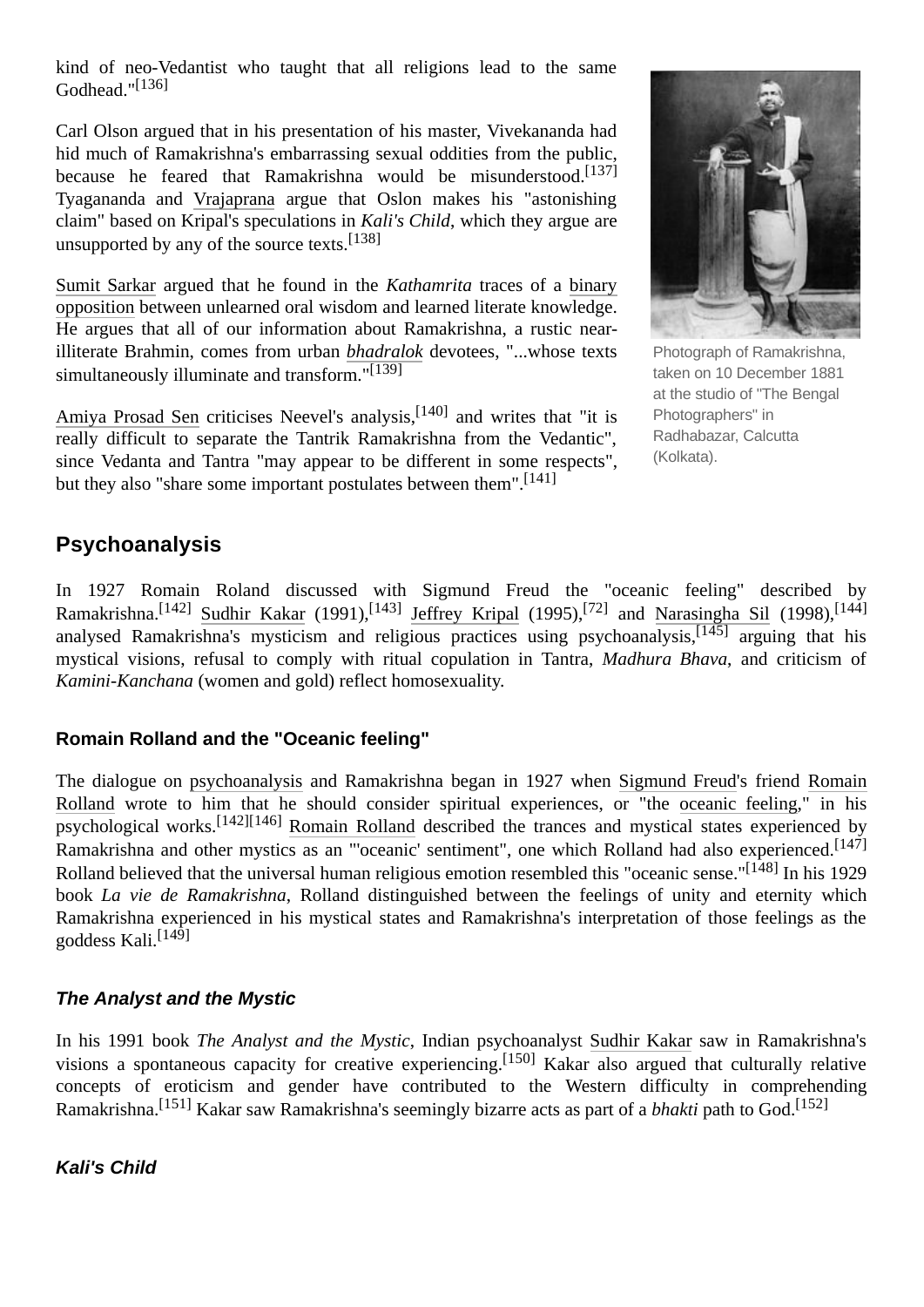kind of neo-Vedantist who taught that all religions lead to the same Godhead."[136]

Carl Olson argued that in his presentation of his master, Vivekananda had hid much of Ramakrishna's embarrassing sexual oddities from the public, because he feared that Ramakrishna would be misunderstood.[137] Tyagananda and Vrajaprana argue that Oslon makes his "astonishing claim" based on Kripal's speculations in *Kali's Child*, which they argue are unsupported by any of the source texts.[138]

Sumit Sarkar argued that he found in the *Kathamrita* traces of a binary opposition between unlearned oral wisdom and learned literate knowledge. He argues that all of our information about Ramakrishna, a rustic near-illiterate Brahmin, comes from urban *bhadralok* devotees, "...whose texts simultaneously illuminate and transform."[139]

Amiya Prosad Sen criticises Neevel's analysis,[140] and writes that "it is really difficult to separate the Tantrik Ramakrishna from the Vedantic", since Vedanta and Tantra "may appear to be different in some respects", but they also "share some important postulates between them".[141]

Photograph of Ramakrishna, taken on 10 December 1881 at the studio of "The Bengal Photographers" in Radhabazar, Calcutta (Kolkata).

## Psychoanalysis

In 1927 Romain Roland discussed with Sigmund Freud the "oceanic feeling" described by Ramakrishna.[142] Sudhir Kakar (1991),[143] Jeffrey Kripal (1995),[72] and Narasingha Sil (1998),[144] analysed Ramakrishna's mysticism and religious practices using psychoanalysis,[145] arguing that his mystical visions, refusal to comply with ritual copulation in Tantra, *Madhura Bhava*, and criticism of *Kamini-Kanchana* (women and gold) reflect homosexuality.

### Romain Rolland and the "Oceanic feeling"

The dialogue on psychoanalysis and Ramakrishna began in 1927 when Sigmund Freud's friend Romain Rolland wrote to him that he should consider spiritual experiences, or "the oceanic feeling," in his psychological works.[142][146] Romain Rolland described the trances and mystical states experienced by Ramakrishna and other mystics as an "'oceanic' sentiment", one which Rolland had also experienced.[147] Rolland believed that the universal human religious emotion resembled this "oceanic sense."[148] In his 1929 book *La vie de Ramakrishna*, Rolland distinguished between the feelings of unity and eternity which Ramakrishna experienced in his mystical states and Ramakrishna's interpretation of those feelings as the goddess Kali.[149]

### *The Analyst and the Mystic*

In his 1991 book *The Analyst and the Mystic*, Indian psychoanalyst Sudhir Kakar saw in Ramakrishna's visions a spontaneous capacity for creative experiencing.[150] Kakar also argued that culturally relative concepts of eroticism and gender have contributed to the Western difficulty in comprehending Ramakrishna.[151] Kakar saw Ramakrishna's seemingly bizarre acts as part of a *bhakti* path to God.[152]

### *Kali's Child*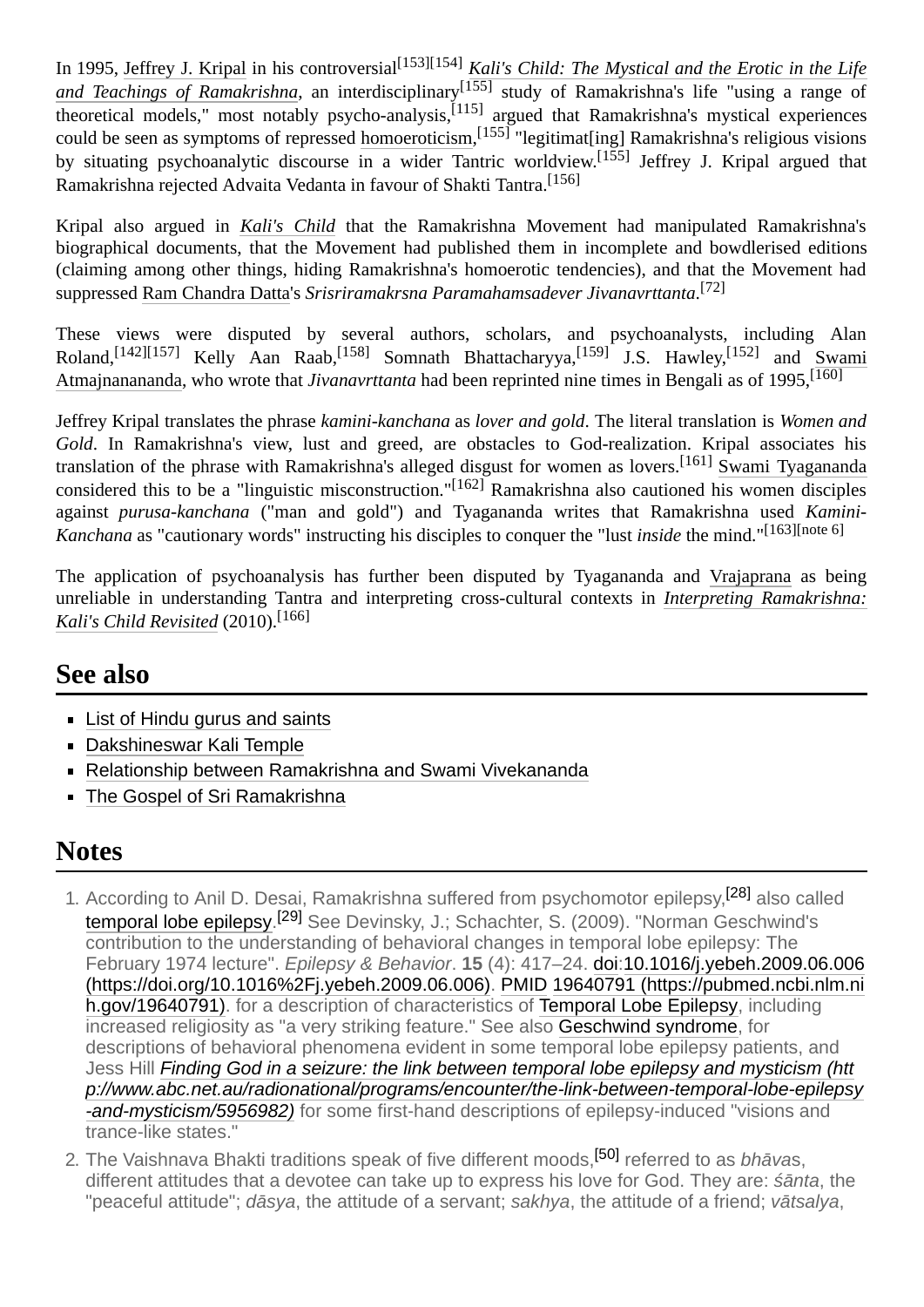In 1995, Jeffrey J. Kripal in his controversial[153][154] *Kali's Child: The Mystical and the Erotic in the Life and Teachings of Ramakrishna*, an interdisciplinary[155] study of Ramakrishna's life "using a range of theoretical models," most notably psycho-analysis,[115] argued that Ramakrishna's mystical experiences could be seen as symptoms of repressed homoeroticism,[155] "legitimat[ing] Ramakrishna's religious visions by situating psychoanalytic discourse in a wider Tantric worldview.[155] Jeffrey J. Kripal argued that Ramakrishna rejected Advaita Vedanta in favour of Shakti Tantra.[156]

Kripal also argued in *Kali's Child* that the Ramakrishna Movement had manipulated Ramakrishna's biographical documents, that the Movement had published them in incomplete and bowdlerised editions (claiming among other things, hiding Ramakrishna's homoerotic tendencies), and that the Movement had suppressed Ram Chandra Datta's *Srisriramakrsna Paramahamsadever Jivanavrttanta*.[72]

These views were disputed by several authors, scholars, and psychoanalysts, including Alan Roland,[142][157] Kelly Aan Raab,[158] Somnath Bhattacharyya,[159] J.S. Hawley,[152] and Swami Atmajnanananda, who wrote that *Jivanavrttanta* had been reprinted nine times in Bengali as of 1995,[160]

Jeffrey Kripal translates the phrase *kamini-kanchana* as *lover and gold*. The literal translation is *Women and Gold*. In Ramakrishna's view, lust and greed, are obstacles to God-realization. Kripal associates his translation of the phrase with Ramakrishna's alleged disgust for women as lovers.[161] Swami Tyagananda considered this to be a "linguistic misconstruction."[162] Ramakrishna also cautioned his women disciples against *purusa-kanchana* ("man and gold") and Tyagananda writes that Ramakrishna used *Kamini-Kanchana* as "cautionary words" instructing his disciples to conquer the "lust *inside* the mind."[163][note 6]

The application of psychoanalysis has further been disputed by Tyagananda and Vrajaprana as being unreliable in understanding Tantra and interpreting cross-cultural contexts in *Interpreting Ramakrishna: Kali's Child Revisited* (2010).[166]

## See also

- List of Hindu gurus and saints
- Dakshineswar Kali Temple
- Relationship between Ramakrishna and Swami Vivekananda
- The Gospel of Sri Ramakrishna

## Notes

1. According to Anil D. Desai, Ramakrishna suffered from psychomotor epilepsy,[28] also called temporal lobe epilepsy.[29] See Devinsky, J.; Schachter, S. (2009). "Norman Geschwind's contribution to the understanding of behavioral changes in temporal lobe epilepsy: The February 1974 lecture". *Epilepsy & Behavior*. **15** (4): 417–24. doi:10.1016/j.yebeh.2009.06.006 (https://doi.org/10.1016%2Fj.yebeh.2009.06.006). PMID 19640791 (https://pubmed.ncbi.nlm.nih.gov/19640791). for a description of characteristics of Temporal Lobe Epilepsy, including increased religiosity as "a very striking feature." See also Geschwind syndrome, for descriptions of behavioral phenomena evident in some temporal lobe epilepsy patients, and Jess Hill *Finding God in a seizure: the link between temporal lobe epilepsy and mysticism (http://www.abc.net.au/radionational/programs/encounter/the-link-between-temporal-lobe-epilepsy-and-mysticism/5956982)* for some first-hand descriptions of epilepsy-induced "visions and trance-like states."
2. The Vaishnava Bhakti traditions speak of five different moods,[50] referred to as *bhāva*s, different attitudes that a devotee can take up to express his love for God. They are: *śānta*, the "peaceful attitude"; *dāsya*, the attitude of a servant; *sakhya*, the attitude of a friend; *vātsalya*,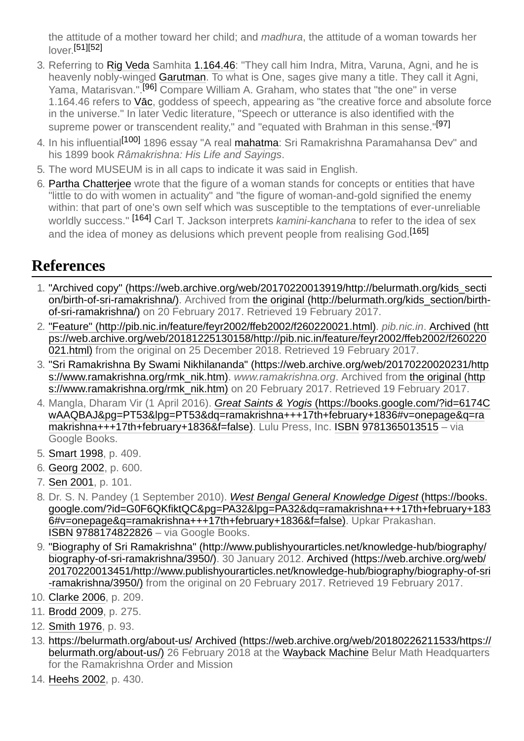the attitude of a mother toward her child; and *madhura*, the attitude of a woman towards her lover.[51][52]

3. Referring to Rig Veda Samhita 1.164.46: "They call him Indra, Mitra, Varuna, Agni, and he is heavenly nobly-winged Garutman. To what is One, sages give many a title. They call it Agni, Yama, Matarisvan.".[96] Compare William A. Graham, who states that "the one" in verse 1.164.46 refers to Vāc, goddess of speech, appearing as "the creative force and absolute force in the universe." In later Vedic literature, "Speech or utterance is also identified with the supreme power or transcendent reality," and "equated with Brahman in this sense."[97]
4. In his influential[100] 1896 essay "A real mahatma: Sri Ramakrishna Paramahansa Dev" and his 1899 book *Râmakrishna: His Life and Sayings*.
5. The word MUSEUM is in all caps to indicate it was said in English.
6. Partha Chatterjee wrote that the figure of a woman stands for concepts or entities that have "little to do with women in actuality" and "the figure of woman-and-gold signified the enemy within: that part of one's own self which was susceptible to the temptations of ever-unreliable worldly success." [164] Carl T. Jackson interprets *kamini-kanchana* to refer to the idea of sex and the idea of money as delusions which prevent people from realising God.[165]

## References

1. "Archived copy" (https://web.archive.org/web/20170220013919/http://belurmath.org/kids_section/birth-of-sri-ramakrishna/). Archived from the original (http://belurmath.org/kids_section/birth-of-sri-ramakrishna/) on 20 February 2017. Retrieved 19 February 2017.
2. "Feature" (http://pib.nic.in/feature/feyr2002/ffeb2002/f260220021.html). *pib.nic.in*. Archived (https://web.archive.org/web/20181225130158/http://pib.nic.in/feature/feyr2002/ffeb2002/f260220021.html) from the original on 25 December 2018. Retrieved 19 February 2017.
3. "Sri Ramakrishna By Swami Nikhilananda" (https://web.archive.org/web/20170220020231/https://www.ramakrishna.org/rmk_nik.htm). *www.ramakrishna.org*. Archived from the original (https://www.ramakrishna.org/rmk_nik.htm) on 20 February 2017. Retrieved 19 February 2017.
4. Mangla, Dharam Vir (1 April 2016). *Great Saints & Yogis* (https://books.google.com/?id=6174CwAAQBAJ&pg=PT53&lpg=PT53&dq=ramakrishna+++17th+february+1836#v=onepage&q=ramakrishna+++17th+february+1836&f=false). Lulu Press, Inc. ISBN 9781365013515 – via Google Books.
5. Smart 1998, p. 409.
6. Georg 2002, p. 600.
7. Sen 2001, p. 101.
8. Dr. S. N. Pandey (1 September 2010). *West Bengal General Knowledge Digest* (https://books.google.com/?id=G0F6QKfiktQC&pg=PA32&lpg=PA32&dq=ramakrishna+++17th+february+1836#v=onepage&q=ramakrishna+++17th+february+1836&f=false). Upkar Prakashan. ISBN 9788174822826 – via Google Books.
9. "Biography of Sri Ramakrishna" (http://www.publishyourarticles.net/knowledge-hub/biography/biography-of-sri-ramakrishna/3950/). 30 January 2012. Archived (https://web.archive.org/web/20170220013451/http://www.publishyourarticles.net/knowledge-hub/biography/biography-of-sri-ramakrishna/3950/) from the original on 20 February 2017. Retrieved 19 February 2017.
10. Clarke 2006, p. 209.
11. Brodd 2009, p. 275.
12. Smith 1976, p. 93.
13. https://belurmath.org/about-us/ Archived (https://web.archive.org/web/20180226211533/https://belurmath.org/about-us/) 26 February 2018 at the Wayback Machine Belur Math Headquarters for the Ramakrishna Order and Mission
14. Heehs 2002, p. 430.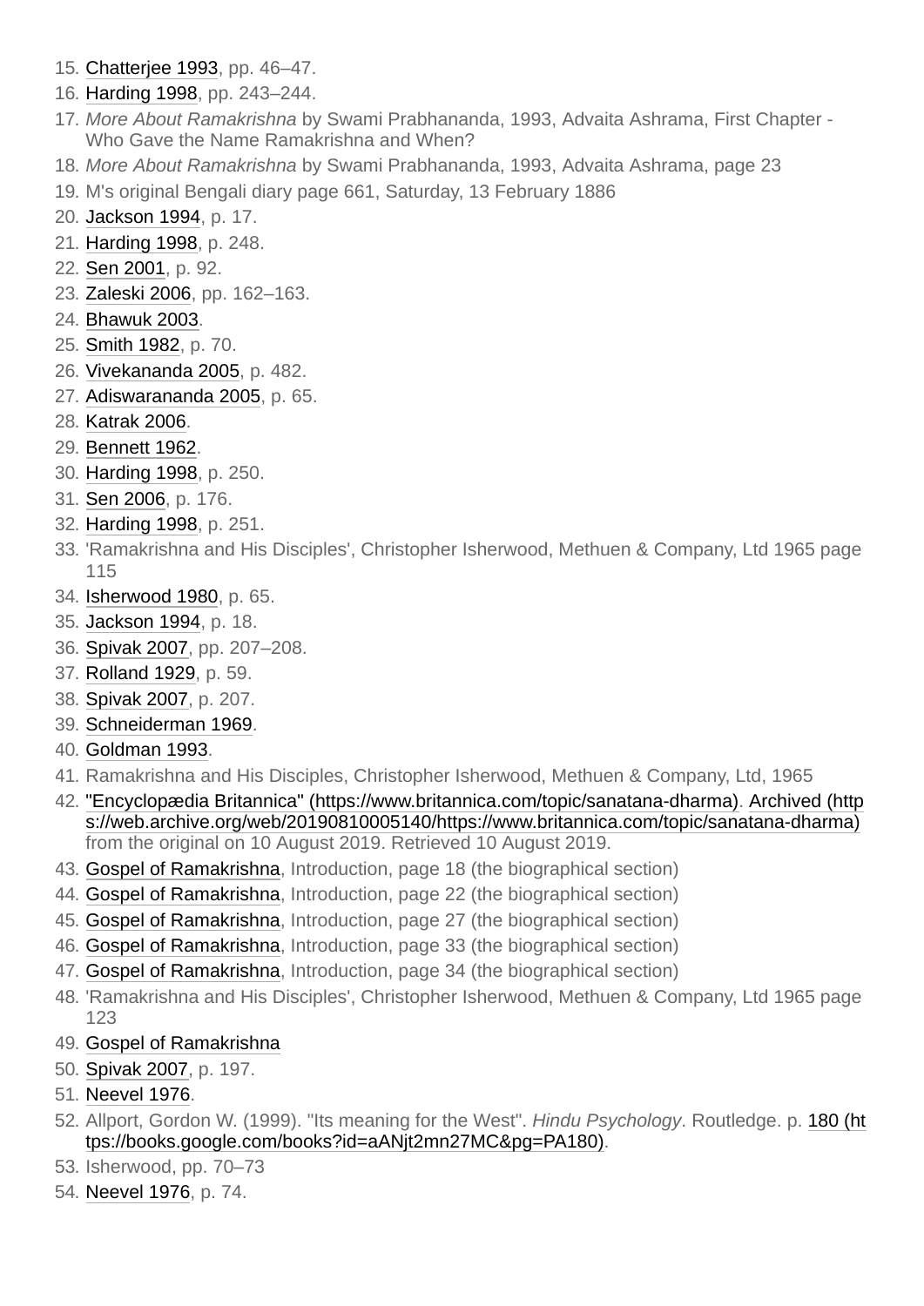15. Chatterjee 1993, pp. 46–47.
16. Harding 1998, pp. 243–244.
17. *More About Ramakrishna* by Swami Prabhananda, 1993, Advaita Ashrama, First Chapter - Who Gave the Name Ramakrishna and When?
18. *More About Ramakrishna* by Swami Prabhananda, 1993, Advaita Ashrama, page 23
19. M's original Bengali diary page 661, Saturday, 13 February 1886
20. Jackson 1994, p. 17.
21. Harding 1998, p. 248.
22. Sen 2001, p. 92.
23. Zaleski 2006, pp. 162–163.
24. Bhawuk 2003.
25. Smith 1982, p. 70.
26. Vivekananda 2005, p. 482.
27. Adiswarananda 2005, p. 65.
28. Katrak 2006.
29. Bennett 1962.
30. Harding 1998, p. 250.
31. Sen 2006, p. 176.
32. Harding 1998, p. 251.
33. 'Ramakrishna and His Disciples', Christopher Isherwood, Methuen & Company, Ltd 1965 page 115
34. Isherwood 1980, p. 65.
35. Jackson 1994, p. 18.
36. Spivak 2007, pp. 207–208.
37. Rolland 1929, p. 59.
38. Spivak 2007, p. 207.
39. Schneiderman 1969.
40. Goldman 1993.
41. Ramakrishna and His Disciples, Christopher Isherwood, Methuen & Company, Ltd, 1965
42. "Encyclopædia Britannica" (https://www.britannica.com/topic/sanatana-dharma). Archived (https://web.archive.org/web/20190810005140/https://www.britannica.com/topic/sanatana-dharma) from the original on 10 August 2019. Retrieved 10 August 2019.
43. Gospel of Ramakrishna, Introduction, page 18 (the biographical section)
44. Gospel of Ramakrishna, Introduction, page 22 (the biographical section)
45. Gospel of Ramakrishna, Introduction, page 27 (the biographical section)
46. Gospel of Ramakrishna, Introduction, page 33 (the biographical section)
47. Gospel of Ramakrishna, Introduction, page 34 (the biographical section)
48. 'Ramakrishna and His Disciples', Christopher Isherwood, Methuen & Company, Ltd 1965 page 123
49. Gospel of Ramakrishna
50. Spivak 2007, p. 197.
51. Neevel 1976.
52. Allport, Gordon W. (1999). "Its meaning for the West". *Hindu Psychology*. Routledge. p. 180 (https://books.google.com/books?id=aANjt2mn27MC&pg=PA180).
53. Isherwood, pp. 70–73
54. Neevel 1976, p. 74.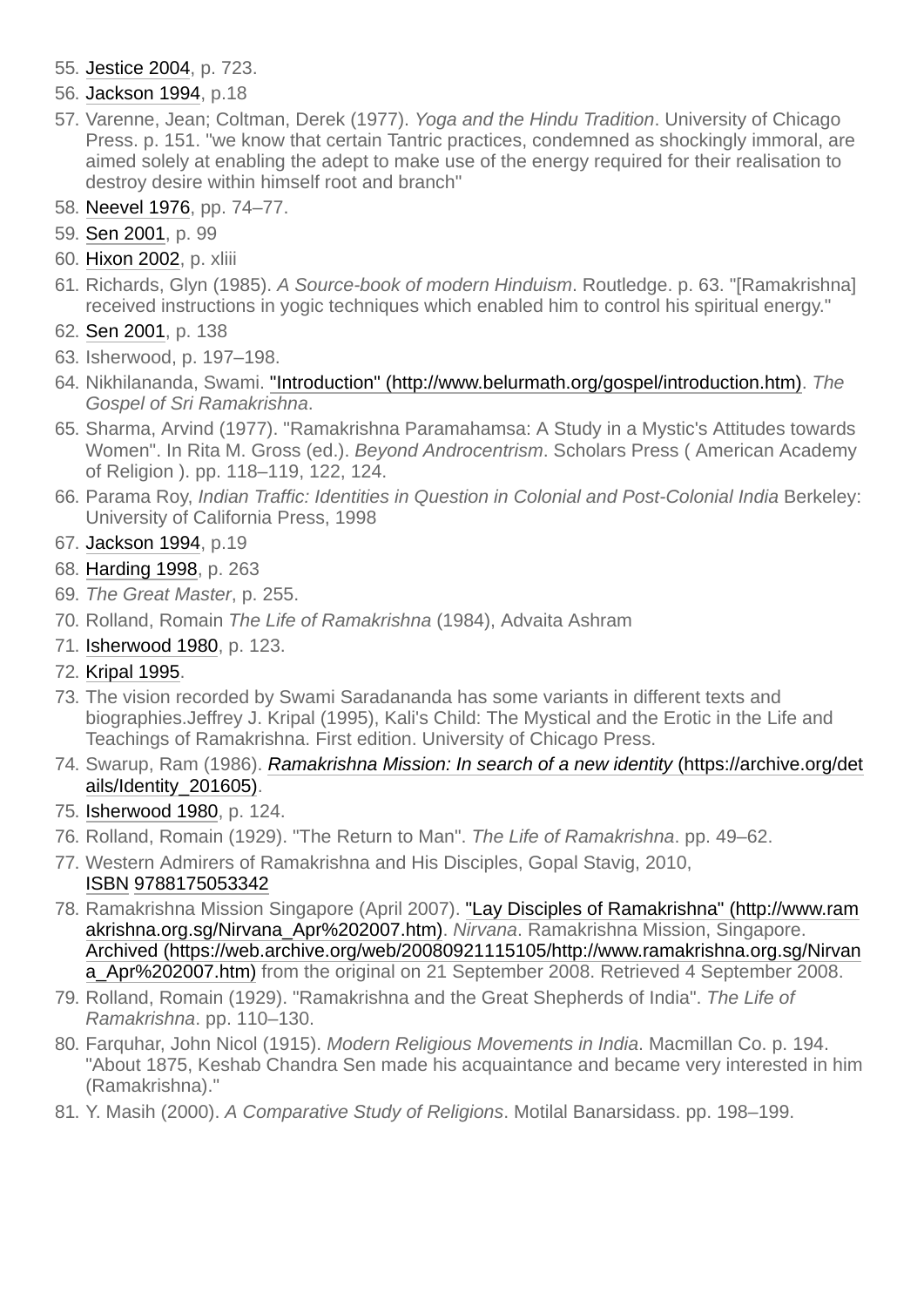55. Jestice 2004, p. 723.
56. Jackson 1994, p.18
57. Varenne, Jean; Coltman, Derek (1977). *Yoga and the Hindu Tradition*. University of Chicago Press. p. 151. "we know that certain Tantric practices, condemned as shockingly immoral, are aimed solely at enabling the adept to make use of the energy required for their realisation to destroy desire within himself root and branch"
58. Neevel 1976, pp. 74–77.
59. Sen 2001, p. 99
60. Hixon 2002, p. xliii
61. Richards, Glyn (1985). *A Source-book of modern Hinduism*. Routledge. p. 63. "[Ramakrishna] received instructions in yogic techniques which enabled him to control his spiritual energy."
62. Sen 2001, p. 138
63. Isherwood, p. 197–198.
64. Nikhilananda, Swami. "Introduction" (http://www.belurmath.org/gospel/introduction.htm). *The Gospel of Sri Ramakrishna*.
65. Sharma, Arvind (1977). "Ramakrishna Paramahamsa: A Study in a Mystic's Attitudes towards Women". In Rita M. Gross (ed.). *Beyond Androcentrism*. Scholars Press ( American Academy of Religion ). pp. 118–119, 122, 124.
66. Parama Roy, *Indian Traffic: Identities in Question in Colonial and Post-Colonial India* Berkeley: University of California Press, 1998
67. Jackson 1994, p.19
68. Harding 1998, p. 263
69. *The Great Master*, p. 255.
70. Rolland, Romain *The Life of Ramakrishna* (1984), Advaita Ashram
71. Isherwood 1980, p. 123.
72. Kripal 1995.
73. The vision recorded by Swami Saradananda has some variants in different texts and biographies.Jeffrey J. Kripal (1995), Kali's Child: The Mystical and the Erotic in the Life and Teachings of Ramakrishna. First edition. University of Chicago Press.
74. Swarup, Ram (1986). *Ramakrishna Mission: In search of a new identity* (https://archive.org/details/Identity_201605).
75. Isherwood 1980, p. 124.
76. Rolland, Romain (1929). "The Return to Man". *The Life of Ramakrishna*. pp. 49–62.
77. Western Admirers of Ramakrishna and His Disciples, Gopal Stavig, 2010, ISBN 9788175053342
78. Ramakrishna Mission Singapore (April 2007). "Lay Disciples of Ramakrishna" (http://www.ramakrishna.org.sg/Nirvana_Apr%202007.htm). *Nirvana*. Ramakrishna Mission, Singapore. Archived (https://web.archive.org/web/20080921115105/http://www.ramakrishna.org.sg/Nirvana_Apr%202007.htm) from the original on 21 September 2008. Retrieved 4 September 2008.
79. Rolland, Romain (1929). "Ramakrishna and the Great Shepherds of India". *The Life of Ramakrishna*. pp. 110–130.
80. Farquhar, John Nicol (1915). *Modern Religious Movements in India*. Macmillan Co. p. 194. "About 1875, Keshab Chandra Sen made his acquaintance and became very interested in him (Ramakrishna)."
81. Y. Masih (2000). *A Comparative Study of Religions*. Motilal Banarsidass. pp. 198–199.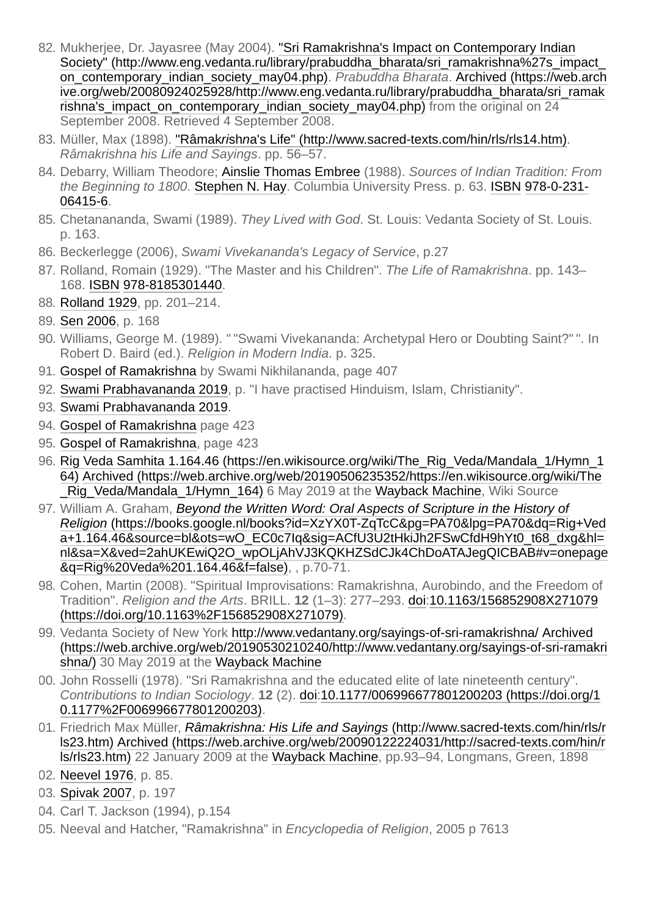82. Mukherjee, Dr. Jayasree (May 2004). "Sri Ramakrishna's Impact on Contemporary Indian Society" (http://www.eng.vedanta.ru/library/prabuddha_bharata/sri_ramakrishna%27s_impact_on_contemporary_indian_society_may04.php). *Prabuddha Bharata*. Archived (https://web.archive.org/web/20080924025928/http://www.eng.vedanta.ru/library/prabuddha_bharata/sri_ramakrishna's_impact_on_contemporary_indian_society_may04.php) from the original on 24 September 2008. Retrieved 4 September 2008.
83. Müller, Max (1898). "Râmak*rish*na's Life" (http://www.sacred-texts.com/hin/rls/rls14.htm). *Râmakrishna his Life and Sayings*. pp. 56–57.
84. Debarry, William Theodore; Ainslie Thomas Embree (1988). *Sources of Indian Tradition: From the Beginning to 1800*. Stephen N. Hay. Columbia University Press. p. 63. ISBN 978-0-231-06415-6.
85. Chetanananda, Swami (1989). *They Lived with God*. St. Louis: Vedanta Society of St. Louis. p. 163.
86. Beckerlegge (2006), *Swami Vivekananda's Legacy of Service*, p.27
87. Rolland, Romain (1929). "The Master and his Children". *The Life of Ramakrishna*. pp. 143–168. ISBN 978-8185301440.
88. Rolland 1929, pp. 201–214.
89. Sen 2006, p. 168
90. Williams, George M. (1989). " "Swami Vivekananda: Archetypal Hero or Doubting Saint?" ". In Robert D. Baird (ed.). *Religion in Modern India*. p. 325.
91. Gospel of Ramakrishna by Swami Nikhilananda, page 407
92. Swami Prabhavananda 2019, p. "I have practised Hinduism, Islam, Christianity".
93. Swami Prabhavananda 2019.
94. Gospel of Ramakrishna page 423
95. Gospel of Ramakrishna, page 423
96. Rig Veda Samhita 1.164.46 (https://en.wikisource.org/wiki/The_Rig_Veda/Mandala_1/Hymn_164) Archived (https://web.archive.org/web/20190506235352/https://en.wikisource.org/wiki/The_Rig_Veda/Mandala_1/Hymn_164) 6 May 2019 at the Wayback Machine, Wiki Source
97. William A. Graham, *Beyond the Written Word: Oral Aspects of Scripture in the History of Religion* (https://books.google.nl/books?id=XzYX0T-ZqTcC&pg=PA70&lpg=PA70&dq=Rig+Veda+1.164.46&source=bl&ots=wO_EC0c7Iq&sig=ACfU3U2tHkiJh2FSwCfdH9hYt0_t68_dxg&hl=nl&sa=X&ved=2ahUKEwiQ2O_wpOLjAhVJ3KQKHZSdCJk4ChDoATAJegQICBAB#v=onepage&q=Rig%20Veda%201.164.46&f=false), , p.70-71.
98. Cohen, Martin (2008). "Spiritual Improvisations: Ramakrishna, Aurobindo, and the Freedom of Tradition". *Religion and the Arts*. BRILL. **12** (1–3): 277–293. doi:10.1163/156852908X271079 (https://doi.org/10.1163%2F156852908X271079).
99. Vedanta Society of New York http://www.vedantany.org/sayings-of-sri-ramakrishna/ Archived (https://web.archive.org/web/20190530210240/http://www.vedantany.org/sayings-of-sri-ramakrishna/) 30 May 2019 at the Wayback Machine
100. John Rosselli (1978). "Sri Ramakrishna and the educated elite of late nineteenth century". *Contributions to Indian Sociology*. **12** (2). doi:10.1177/006996677801200203 (https://doi.org/10.1177%2F006996677801200203).
101. Friedrich Max Müller, *Râmakrishna: His Life and Sayings* (http://www.sacred-texts.com/hin/rls/rls23.htm) Archived (https://web.archive.org/web/20090122224031/http://sacred-texts.com/hin/rls/rls23.htm) 22 January 2009 at the Wayback Machine, pp.93–94, Longmans, Green, 1898
102. Neevel 1976, p. 85.
103. Spivak 2007, p. 197
104. Carl T. Jackson (1994), p.154
105. Neeval and Hatcher, "Ramakrishna" in *Encyclopedia of Religion*, 2005 p 7613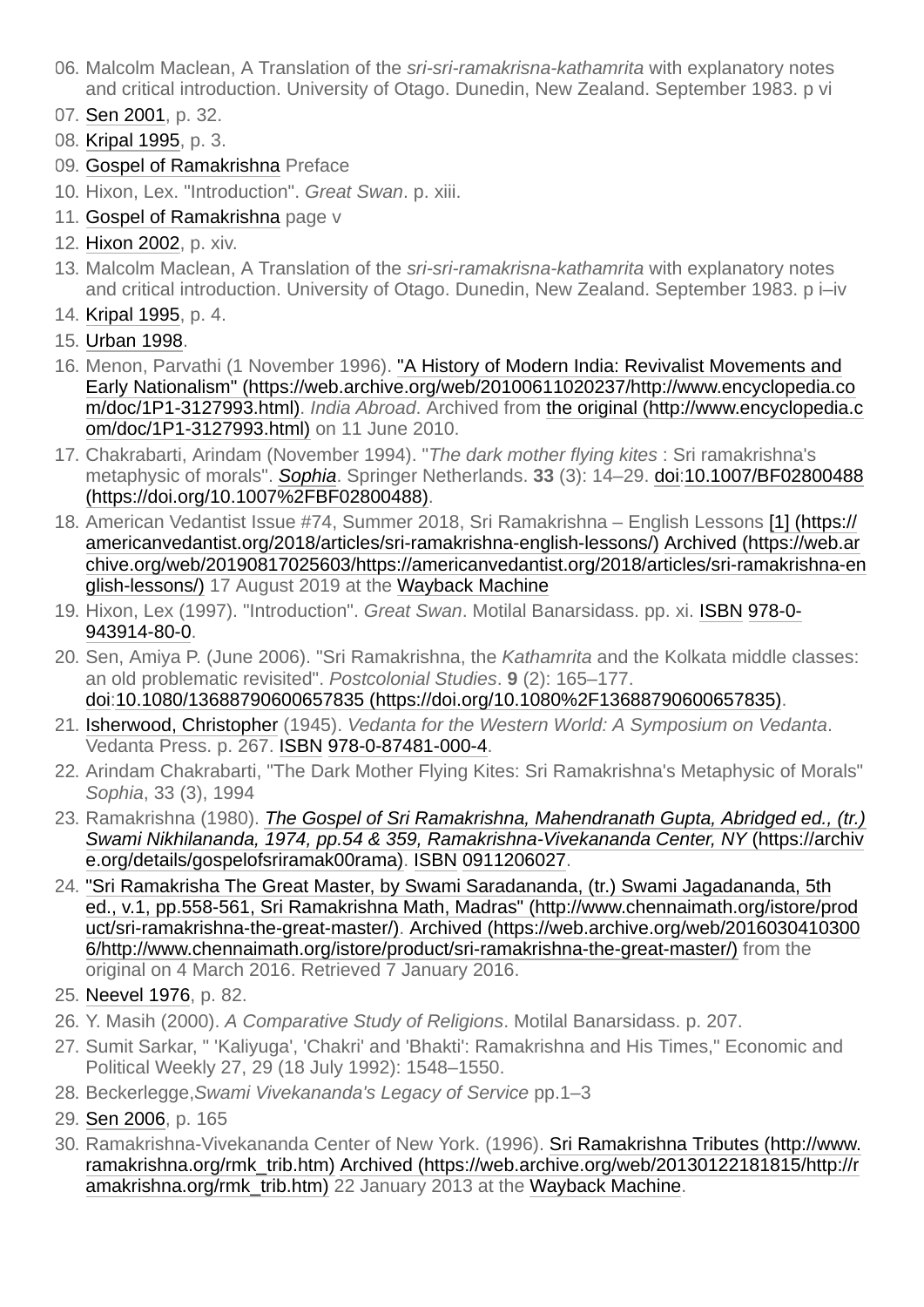06. Malcolm Maclean, A Translation of the *sri-sri-ramakrisna-kathamrita* with explanatory notes and critical introduction. University of Otago. Dunedin, New Zealand. September 1983. p vi
07. Sen 2001, p. 32.
08. Kripal 1995, p. 3.
09. Gospel of Ramakrishna Preface
10. Hixon, Lex. "Introduction". *Great Swan*. p. xiii.
11. Gospel of Ramakrishna page v
12. Hixon 2002, p. xiv.
13. Malcolm Maclean, A Translation of the *sri-sri-ramakrisna-kathamrita* with explanatory notes and critical introduction. University of Otago. Dunedin, New Zealand. September 1983. p i–iv
14. Kripal 1995, p. 4.
15. Urban 1998.
16. Menon, Parvathi (1 November 1996). "A History of Modern India: Revivalist Movements and Early Nationalism" (https://web.archive.org/web/20100611020237/http://www.encyclopedia.com/doc/1P1-3127993.html). *India Abroad*. Archived from the original (http://www.encyclopedia.com/doc/1P1-3127993.html) on 11 June 2010.
17. Chakrabarti, Arindam (November 1994). "*The dark mother flying kites* : Sri ramakrishna's metaphysic of morals". *Sophia*. Springer Netherlands. **33** (3): 14–29. doi:10.1007/BF02800488 (https://doi.org/10.1007%2FBF02800488).
18. American Vedantist Issue #74, Summer 2018, Sri Ramakrishna – English Lessons [1] (https://americanvedantist.org/2018/articles/sri-ramakrishna-english-lessons/) Archived (https://web.archive.org/web/20190817025603/https://americanvedantist.org/2018/articles/sri-ramakrishna-english-lessons/) 17 August 2019 at the Wayback Machine
19. Hixon, Lex (1997). "Introduction". *Great Swan*. Motilal Banarsidass. pp. xi. ISBN 978-0-943914-80-0.
20. Sen, Amiya P. (June 2006). "Sri Ramakrishna, the *Kathamrita* and the Kolkata middle classes: an old problematic revisited". *Postcolonial Studies*. **9** (2): 165–177. doi:10.1080/13688790600657835 (https://doi.org/10.1080%2F13688790600657835).
21. Isherwood, Christopher (1945). *Vedanta for the Western World: A Symposium on Vedanta*. Vedanta Press. p. 267. ISBN 978-0-87481-000-4.
22. Arindam Chakrabarti, "The Dark Mother Flying Kites: Sri Ramakrishna's Metaphysic of Morals" *Sophia*, 33 (3), 1994
23. Ramakrishna (1980). *The Gospel of Sri Ramakrishna, Mahendranath Gupta, Abridged ed., (tr.) Swami Nikhilananda, 1974, pp.54 & 359, Ramakrishna-Vivekananda Center, NY* (https://archive.org/details/gospelofsriramak00rama). ISBN 0911206027.
24. "Sri Ramakrisha The Great Master, by Swami Saradananda, (tr.) Swami Jagadananda, 5th ed., v.1, pp.558-561, Sri Ramakrishna Math, Madras" (http://www.chennaimath.org/istore/product/sri-ramakrishna-the-great-master/). Archived (https://web.archive.org/web/20160304103006/http://www.chennaimath.org/istore/product/sri-ramakrishna-the-great-master/) from the original on 4 March 2016. Retrieved 7 January 2016.
25. Neevel 1976, p. 82.
26. Y. Masih (2000). *A Comparative Study of Religions*. Motilal Banarsidass. p. 207.
27. Sumit Sarkar, " 'Kaliyuga', 'Chakri' and 'Bhakti': Ramakrishna and His Times," Economic and Political Weekly 27, 29 (18 July 1992): 1548–1550.
28. Beckerlegge,*Swami Vivekananda's Legacy of Service* pp.1–3
29. Sen 2006, p. 165
30. Ramakrishna-Vivekananda Center of New York. (1996). Sri Ramakrishna Tributes (http://www.ramakrishna.org/rmk_trib.htm) Archived (https://web.archive.org/web/20130122181815/http://ramakrishna.org/rmk_trib.htm) 22 January 2013 at the Wayback Machine.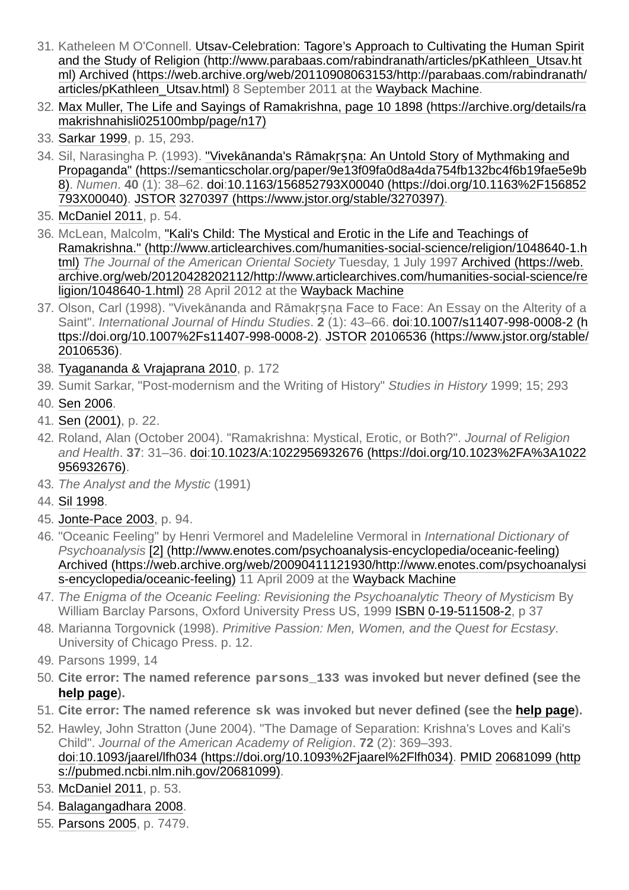31. Katheleen M O'Connell. Utsav-Celebration: Tagore's Approach to Cultivating the Human Spirit and the Study of Religion (http://www.parabaas.com/rabindranath/articles/pKathleen_Utsav.html) Archived (https://web.archive.org/web/20110908063153/http://parabaas.com/rabindranath/articles/pKathleen_Utsav.html) 8 September 2011 at the Wayback Machine.
32. Max Muller, The Life and Sayings of Ramakrishna, page 10 1898 (https://archive.org/details/ramakrishnahisli025100mbp/page/n17)
33. Sarkar 1999, p. 15, 293.
34. Sil, Narasingha P. (1993). "Vivekānanda's Rāmakṛṣṇa: An Untold Story of Mythmaking and Propaganda" (https://semanticscholar.org/paper/9e13f09fa0d8a4da754fb132bc4f6b19fae5e9b8). *Numen*. **40** (1): 38–62. doi:10.1163/156852793X00040 (https://doi.org/10.1163%2F156852793X00040). JSTOR 3270397 (https://www.jstor.org/stable/3270397).
35. McDaniel 2011, p. 54.
36. McLean, Malcolm, "Kali's Child: The Mystical and Erotic in the Life and Teachings of Ramakrishna." (http://www.articlearchives.com/humanities-social-science/religion/1048640-1.html) *The Journal of the American Oriental Society* Tuesday, 1 July 1997 Archived (https://web.archive.org/web/20120428202112/http://www.articlearchives.com/humanities-social-science/religion/1048640-1.html) 28 April 2012 at the Wayback Machine
37. Olson, Carl (1998). "Vivekānanda and Rāmakṛṣṇa Face to Face: An Essay on the Alterity of a Saint". *International Journal of Hindu Studies*. **2** (1): 43–66. doi:10.1007/s11407-998-0008-2 (https://doi.org/10.1007%2Fs11407-998-0008-2). JSTOR 20106536 (https://www.jstor.org/stable/20106536).
38. Tyagananda & Vrajaprana 2010, p. 172
39. Sumit Sarkar, "Post-modernism and the Writing of History" *Studies in History* 1999; 15; 293
40. Sen 2006.
41. Sen (2001), p. 22.
42. Roland, Alan (October 2004). "Ramakrishna: Mystical, Erotic, or Both?". *Journal of Religion and Health*. **37**: 31–36. doi:10.1023/A:1022956932676 (https://doi.org/10.1023%2FA%3A1022956932676).
43. *The Analyst and the Mystic* (1991)
44. Sil 1998.
45. Jonte-Pace 2003, p. 94.
46. "Oceanic Feeling" by Henri Vermorel and Madeleline Vermoral in *International Dictionary of Psychoanalysis* [2] (http://www.enotes.com/psychoanalysis-encyclopedia/oceanic-feeling) Archived (https://web.archive.org/web/20090411121930/http://www.enotes.com/psychoanalysis-encyclopedia/oceanic-feeling) 11 April 2009 at the Wayback Machine
47. *The Enigma of the Oceanic Feeling: Revisioning the Psychoanalytic Theory of Mysticism* By William Barclay Parsons, Oxford University Press US, 1999 ISBN 0-19-511508-2, p 37
48. Marianna Torgovnick (1998). *Primitive Passion: Men, Women, and the Quest for Ecstasy*. University of Chicago Press. p. 12.
49. Parsons 1999, 14
50. **Cite error: The named reference parsons_133 was invoked but never defined (see the help page).**
51. **Cite error: The named reference sk was invoked but never defined (see the help page).**
52. Hawley, John Stratton (June 2004). "The Damage of Separation: Krishna's Loves and Kali's Child". *Journal of the American Academy of Religion*. **72** (2): 369–393. doi:10.1093/jaarel/lfh034 (https://doi.org/10.1093%2Fjaarel%2Flfh034). PMID 20681099 (https://pubmed.ncbi.nlm.nih.gov/20681099).
53. McDaniel 2011, p. 53.
54. Balagangadhara 2008.
55. Parsons 2005, p. 7479.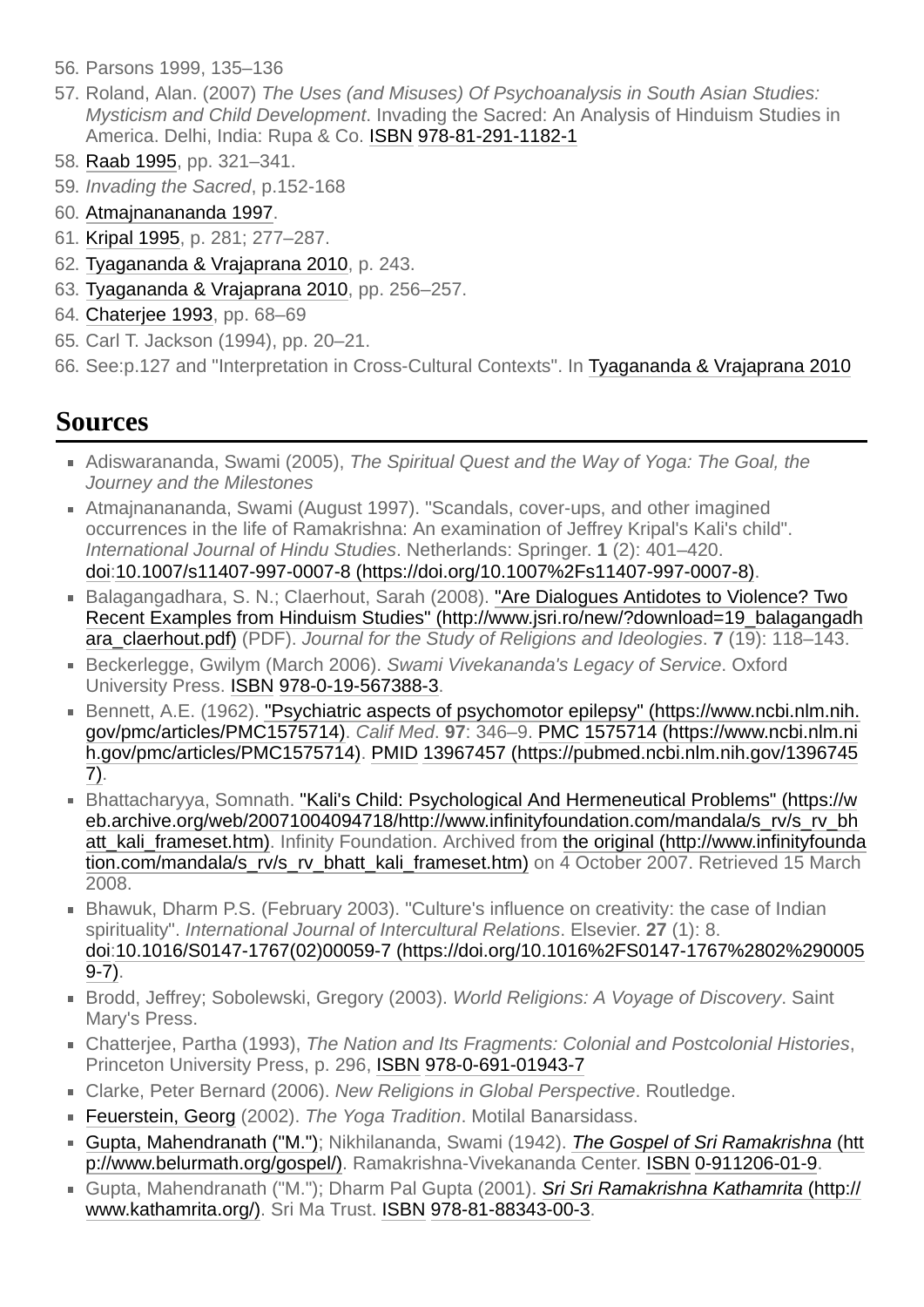56. Parsons 1999, 135–136
57. Roland, Alan. (2007) *The Uses (and Misuses) Of Psychoanalysis in South Asian Studies: Mysticism and Child Development*. Invading the Sacred: An Analysis of Hinduism Studies in America. Delhi, India: Rupa & Co. ISBN 978-81-291-1182-1
58. Raab 1995, pp. 321–341.
59. *Invading the Sacred*, p.152-168
60. Atmajnanananda 1997.
61. Kripal 1995, p. 281; 277–287.
62. Tyagananda & Vrajaprana 2010, p. 243.
63. Tyagananda & Vrajaprana 2010, pp. 256–257.
64. Chaterjee 1993, pp. 68–69
65. Carl T. Jackson (1994), pp. 20–21.
66. See:p.127 and "Interpretation in Cross-Cultural Contexts". In Tyagananda & Vrajaprana 2010

# Sources

- Adiswarananda, Swami (2005), *The Spiritual Quest and the Way of Yoga: The Goal, the Journey and the Milestones*
- Atmajnanananda, Swami (August 1997). "Scandals, cover-ups, and other imagined occurrences in the life of Ramakrishna: An examination of Jeffrey Kripal's Kali's child". *International Journal of Hindu Studies*. Netherlands: Springer. **1** (2): 401–420. doi:10.1007/s11407-997-0007-8 (https://doi.org/10.1007%2Fs11407-997-0007-8).
- Balagangadhara, S. N.; Claerhout, Sarah (2008). "Are Dialogues Antidotes to Violence? Two Recent Examples from Hinduism Studies" (http://www.jsri.ro/new/?download=19_balagangadhara_claerhout.pdf) (PDF). *Journal for the Study of Religions and Ideologies*. **7** (19): 118–143.
- Beckerlegge, Gwilym (March 2006). *Swami Vivekananda's Legacy of Service*. Oxford University Press. ISBN 978-0-19-567388-3.
- Bennett, A.E. (1962). "Psychiatric aspects of psychomotor epilepsy" (https://www.ncbi.nlm.nih.gov/pmc/articles/PMC1575714). *Calif Med*. **97**: 346–9. PMC 1575714 (https://www.ncbi.nlm.nih.gov/pmc/articles/PMC1575714). PMID 13967457 (https://pubmed.ncbi.nlm.nih.gov/13967457).
- Bhattacharyya, Somnath. "Kali's Child: Psychological And Hermeneutical Problems" (https://web.archive.org/web/20071004094718/http://www.infinityfoundation.com/mandala/s_rv/s_rv_bhatt_kali_frameset.htm). Infinity Foundation. Archived from the original (http://www.infinityfoundation.com/mandala/s_rv/s_rv_bhatt_kali_frameset.htm) on 4 October 2007. Retrieved 15 March 2008.
- Bhawuk, Dharm P.S. (February 2003). "Culture's influence on creativity: the case of Indian spirituality". *International Journal of Intercultural Relations*. Elsevier. **27** (1): 8. doi:10.1016/S0147-1767(02)00059-7 (https://doi.org/10.1016%2FS0147-1767%2802%2900059-7).
- Brodd, Jeffrey; Sobolewski, Gregory (2003). *World Religions: A Voyage of Discovery*. Saint Mary's Press.
- Chatterjee, Partha (1993), *The Nation and Its Fragments: Colonial and Postcolonial Histories*, Princeton University Press, p. 296, ISBN 978-0-691-01943-7
- Clarke, Peter Bernard (2006). *New Religions in Global Perspective*. Routledge.
- Feuerstein, Georg (2002). *The Yoga Tradition*. Motilal Banarsidass.
- Gupta, Mahendranath ("M."); Nikhilananda, Swami (1942). *The Gospel of Sri Ramakrishna* (http://www.belurmath.org/gospel/). Ramakrishna-Vivekananda Center. ISBN 0-911206-01-9.
- Gupta, Mahendranath ("M."); Dharm Pal Gupta (2001). *Sri Sri Ramakrishna Kathamrita* (http://www.kathamrita.org/). Sri Ma Trust. ISBN 978-81-88343-00-3.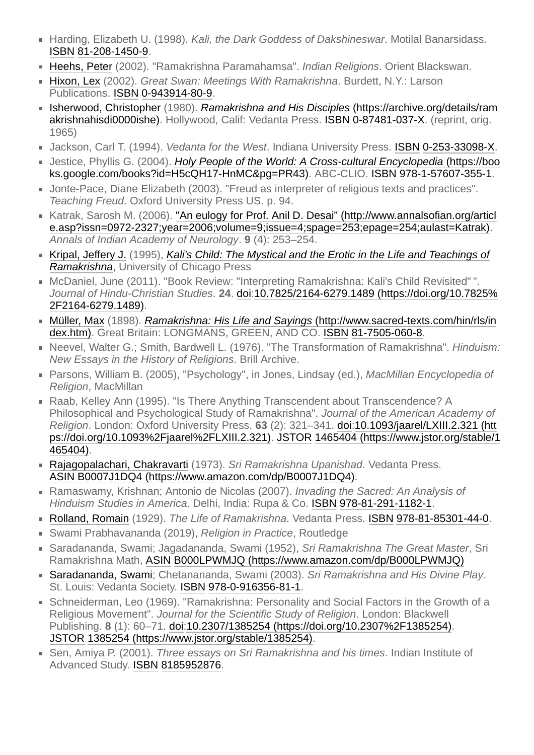- Harding, Elizabeth U. (1998). *Kali, the Dark Goddess of Dakshineswar*. Motilal Banarsidass. ISBN 81-208-1450-9.
- Heehs, Peter (2002). "Ramakrishna Paramahamsa". *Indian Religions*. Orient Blackswan.
- Hixon, Lex (2002). *Great Swan: Meetings With Ramakrishna*. Burdett, N.Y.: Larson Publications. ISBN 0-943914-80-9.
- Isherwood, Christopher (1980). *Ramakrishna and His Disciples* (https://archive.org/details/ramakrishnahisdi0000ishe). Hollywood, Calif: Vedanta Press. ISBN 0-87481-037-X. (reprint, orig. 1965)
- Jackson, Carl T. (1994). *Vedanta for the West*. Indiana University Press. ISBN 0-253-33098-X.
- Jestice, Phyllis G. (2004). *Holy People of the World: A Cross-cultural Encyclopedia* (https://books.google.com/books?id=H5cQH17-HnMC&pg=PR43). ABC-CLIO. ISBN 978-1-57607-355-1.
- Jonte-Pace, Diane Elizabeth (2003). "Freud as interpreter of religious texts and practices". *Teaching Freud*. Oxford University Press US. p. 94.
- Katrak, Sarosh M. (2006). "An eulogy for Prof. Anil D. Desai" (http://www.annalsofian.org/article.asp?issn=0972-2327;year=2006;volume=9;issue=4;spage=253;epage=254;aulast=Katrak). *Annals of Indian Academy of Neurology*. **9** (4): 253–254.
- Kripal, Jeffery J. (1995), *Kali's Child: The Mystical and the Erotic in the Life and Teachings of Ramakrishna*, University of Chicago Press
- McDaniel, June (2011). "Book Review: "Interpreting Ramakrishna: Kali's Child Revisited" ". *Journal of Hindu-Christian Studies*. **24**. doi:10.7825/2164-6279.1489 (https://doi.org/10.7825%2F2164-6279.1489).
- Müller, Max (1898). *Ramakrishna: His Life and Sayings* (http://www.sacred-texts.com/hin/rls/index.htm). Great Britain: LONGMANS, GREEN, AND CO. ISBN 81-7505-060-8.
- Neevel, Walter G.; Smith, Bardwell L. (1976). "The Transformation of Ramakrishna". *Hinduism: New Essays in the History of Religions*. Brill Archive.
- Parsons, William B. (2005), "Psychology", in Jones, Lindsay (ed.), *MacMillan Encyclopedia of Religion*, MacMillan
- Raab, Kelley Ann (1995). "Is There Anything Transcendent about Transcendence? A Philosophical and Psychological Study of Ramakrishna". *Journal of the American Academy of Religion*. London: Oxford University Press. **63** (2): 321–341. doi:10.1093/jaarel/LXIII.2.321 (https://doi.org/10.1093%2Fjaarel%2FLXIII.2.321). JSTOR 1465404 (https://www.jstor.org/stable/1465404).
- Rajagopalachari, Chakravarti (1973). *Sri Ramakrishna Upanishad*. Vedanta Press. ASIN B0007J1DQ4 (https://www.amazon.com/dp/B0007J1DQ4).
- Ramaswamy, Krishnan; Antonio de Nicolas (2007). *Invading the Sacred: An Analysis of Hinduism Studies in America*. Delhi, India: Rupa & Co. ISBN 978-81-291-1182-1.
- Rolland, Romain (1929). *The Life of Ramakrishna*. Vedanta Press. ISBN 978-81-85301-44-0.
- Swami Prabhavananda (2019), *Religion in Practice*, Routledge
- Saradananda, Swami; Jagadananda, Swami (1952), *Sri Ramakrishna The Great Master*, Sri Ramakrishna Math, ASIN B000LPWMJQ (https://www.amazon.com/dp/B000LPWMJQ)
- Saradananda, Swami; Chetanananda, Swami (2003). *Sri Ramakrishna and His Divine Play*. St. Louis: Vedanta Society. ISBN 978-0-916356-81-1.
- Schneiderman, Leo (1969). "Ramakrishna: Personality and Social Factors in the Growth of a Religious Movement". *Journal for the Scientific Study of Religion*. London: Blackwell Publishing. **8** (1): 60–71. doi:10.2307/1385254 (https://doi.org/10.2307%2F1385254). JSTOR 1385254 (https://www.jstor.org/stable/1385254).
- Sen, Amiya P. (2001). *Three essays on Sri Ramakrishna and his times*. Indian Institute of Advanced Study. ISBN 8185952876.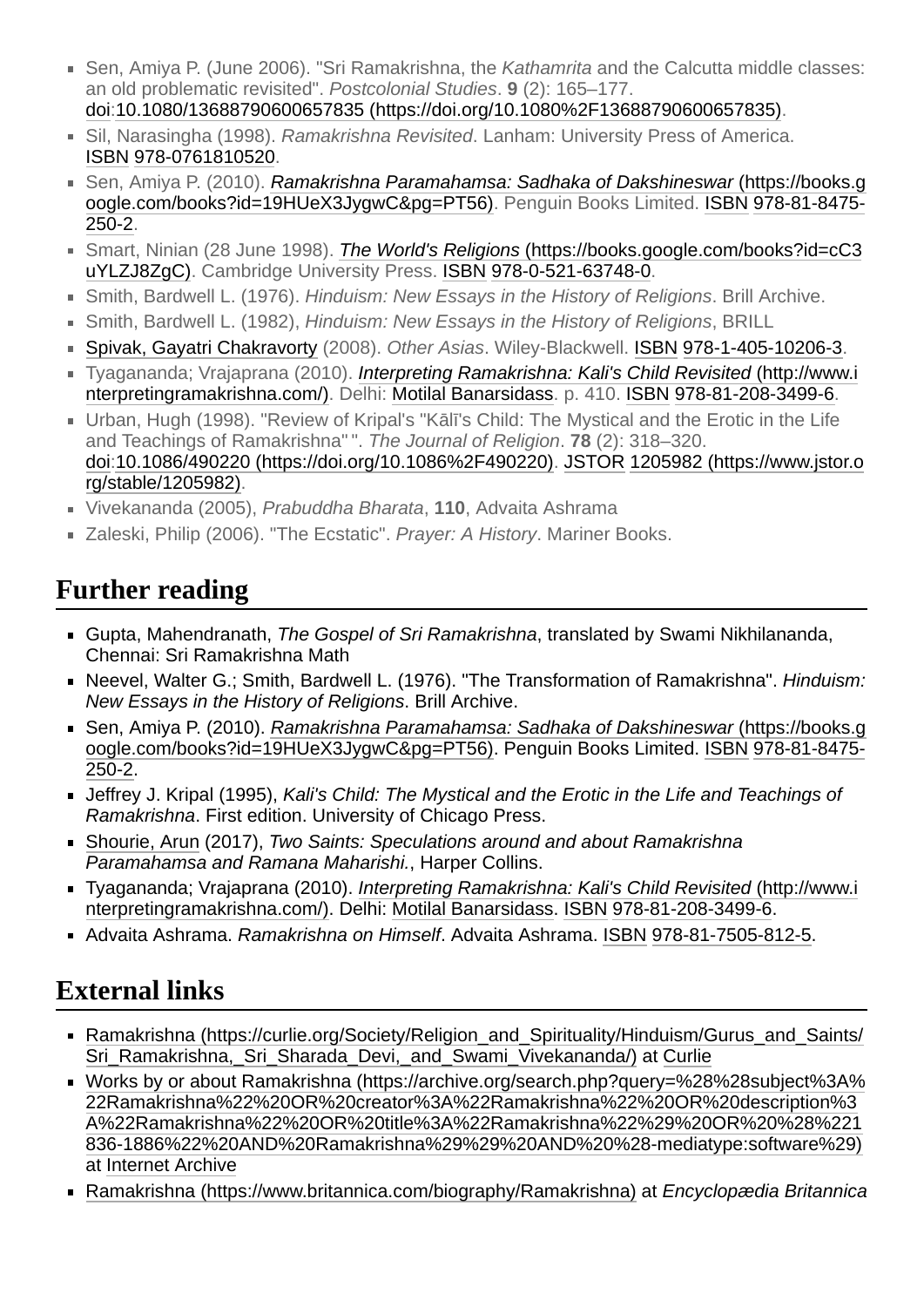- Sen, Amiya P. (June 2006). "Sri Ramakrishna, the *Kathamrita* and the Calcutta middle classes: an old problematic revisited". *Postcolonial Studies*. **9** (2): 165–177. doi:10.1080/13688790600657835 (https://doi.org/10.1080%2F13688790600657835).
- Sil, Narasingha (1998). *Ramakrishna Revisited*. Lanham: University Press of America. ISBN 978-0761810520.
- Sen, Amiya P. (2010). *Ramakrishna Paramahamsa: Sadhaka of Dakshineswar* (https://books.google.com/books?id=19HUeX3JygwC&pg=PT56). Penguin Books Limited. ISBN 978-81-8475-250-2.
- Smart, Ninian (28 June 1998). *The World's Religions* (https://books.google.com/books?id=cC3uYLZJ8ZgC). Cambridge University Press. ISBN 978-0-521-63748-0.
- Smith, Bardwell L. (1976). *Hinduism: New Essays in the History of Religions*. Brill Archive.
- Smith, Bardwell L. (1982), *Hinduism: New Essays in the History of Religions*, BRILL
- Spivak, Gayatri Chakravorty (2008). *Other Asias*. Wiley-Blackwell. ISBN 978-1-405-10206-3.
- Tyagananda; Vrajaprana (2010). *Interpreting Ramakrishna: Kali's Child Revisited* (http://www.interpretingramakrishna.com/). Delhi: Motilal Banarsidass. p. 410. ISBN 978-81-208-3499-6.
- Urban, Hugh (1998). "Review of Kripal's "Kālī's Child: The Mystical and the Erotic in the Life and Teachings of Ramakrishna" ". *The Journal of Religion*. **78** (2): 318–320. doi:10.1086/490220 (https://doi.org/10.1086%2F490220). JSTOR 1205982 (https://www.jstor.org/stable/1205982).
- Vivekananda (2005), *Prabuddha Bharata*, **110**, Advaita Ashrama
- Zaleski, Philip (2006). "The Ecstatic". *Prayer: A History*. Mariner Books.

## Further reading

- Gupta, Mahendranath, *The Gospel of Sri Ramakrishna*, translated by Swami Nikhilananda, Chennai: Sri Ramakrishna Math
- Neevel, Walter G.; Smith, Bardwell L. (1976). "The Transformation of Ramakrishna". *Hinduism: New Essays in the History of Religions*. Brill Archive.
- Sen, Amiya P. (2010). *Ramakrishna Paramahamsa: Sadhaka of Dakshineswar* (https://books.google.com/books?id=19HUeX3JygwC&pg=PT56). Penguin Books Limited. ISBN 978-81-8475-250-2.
- Jeffrey J. Kripal (1995), *Kali's Child: The Mystical and the Erotic in the Life and Teachings of Ramakrishna*. First edition. University of Chicago Press.
- Shourie, Arun (2017), *Two Saints: Speculations around and about Ramakrishna Paramahamsa and Ramana Maharishi.*, Harper Collins.
- Tyagananda; Vrajaprana (2010). *Interpreting Ramakrishna: Kali's Child Revisited* (http://www.interpretingramakrishna.com/). Delhi: Motilal Banarsidass. ISBN 978-81-208-3499-6.
- Advaita Ashrama. *Ramakrishna on Himself*. Advaita Ashrama. ISBN 978-81-7505-812-5.

## External links

- Ramakrishna (https://curlie.org/Society/Religion_and_Spirituality/Hinduism/Gurus_and_Saints/Sri_Ramakrishna,_Sri_Sharada_Devi,_and_Swami_Vivekananda/) at Curlie
- Works by or about Ramakrishna (https://archive.org/search.php?query=%28%28subject%3A%22Ramakrishna%22%20OR%20creator%3A%22Ramakrishna%22%20OR%20description%3A%22Ramakrishna%22%20OR%20title%3A%22Ramakrishna%22%29%20OR%20%28%221836-1886%22%20AND%20Ramakrishna%29%29%20AND%20%28-mediatype:software%29) at Internet Archive
- Ramakrishna (https://www.britannica.com/biography/Ramakrishna) at *Encyclopædia Britannica*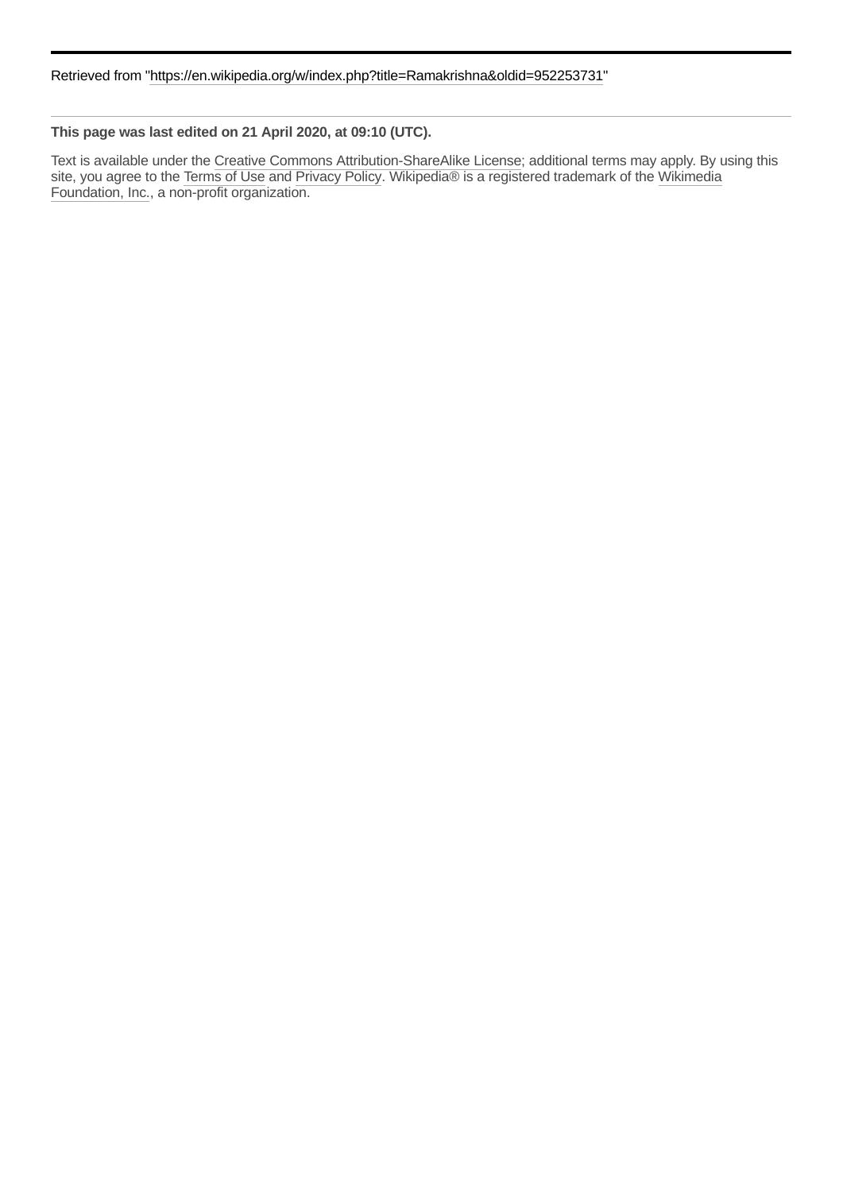Retrieved from "https://en.wikipedia.org/w/index.php?title=Ramakrishna&oldid=952253731"

**This page was last edited on 21 April 2020, at 09:10 (UTC).**

Text is available under the Creative Commons Attribution-ShareAlike License; additional terms may apply. By using this site, you agree to the Terms of Use and Privacy Policy. Wikipedia® is a registered trademark of the Wikimedia Foundation, Inc., a non-profit organization.